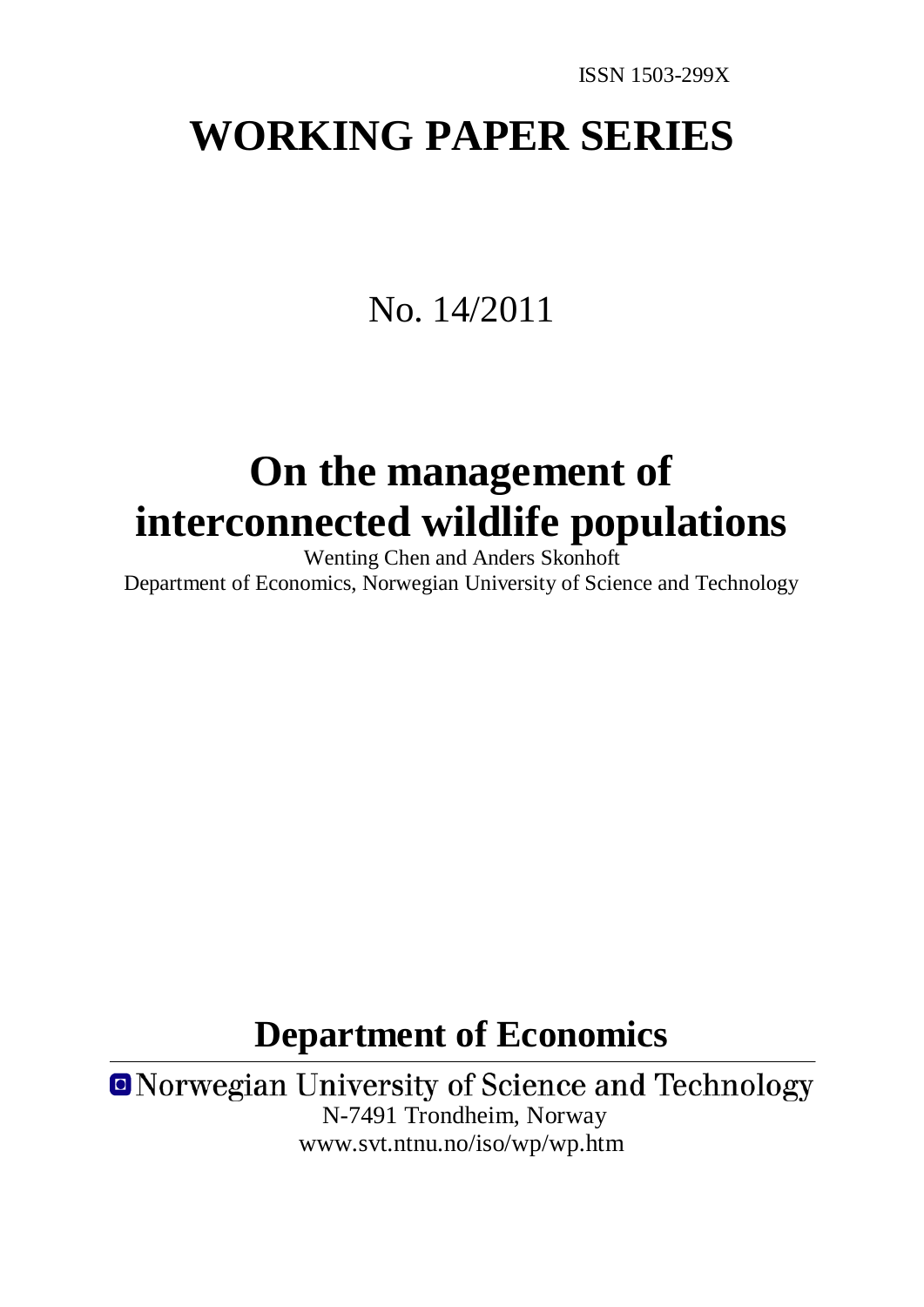ISSN 1503-299X

# WORKING PAPER SERIES

No. 14/2011

# On the management of interconnected wildlife populations

Wenting Chen and Anders Skonhoft

Department of Economics, Norwegian University of Science and Technology

## Department of Economics

Norwegian University of Science and Technology

N-7491 Trondheim, Norway

www.svt.ntnu.no/iso/wp/wp.htm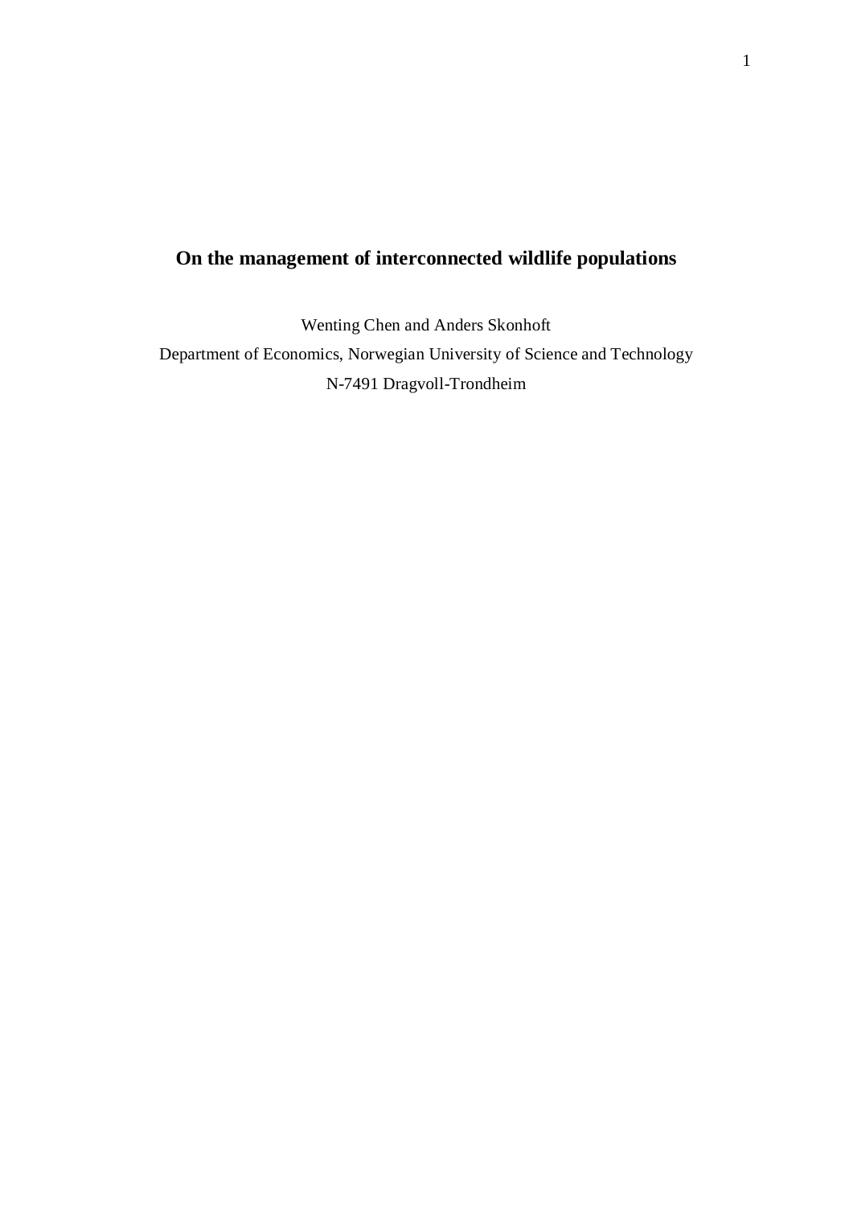# On the management of interconnected wildlife populations

Wenting Chen and Anders Skonhoft

Department of Economics, Norwegian University of Science and Technology

N-7491 Dragvoll-Trondheim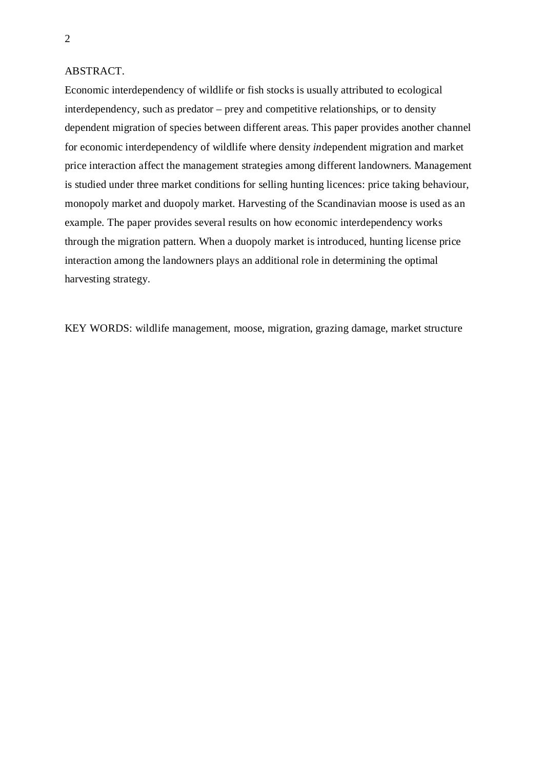ABSTRACT.

Economic interdependency of wildlife or fish stocks is usually attributed to ecological interdependency, such as predator – prey and competitive relationships, or to density dependent migration of species between different areas. This paper provides another channel for economic interdependency of wildlife where density *in*dependent migration and market price interaction affect the management strategies among different landowners. Management is studied under three market conditions for selling hunting licences: price taking behaviour, monopoly market and duopoly market. Harvesting of the Scandinavian moose is used as an example. The paper provides several results on how economic interdependency works through the migration pattern. When a duopoly market is introduced, hunting license price interaction among the landowners plays an additional role in determining the optimal harvesting strategy.

KEY WORDS: wildlife management, moose, migration, grazing damage, market structure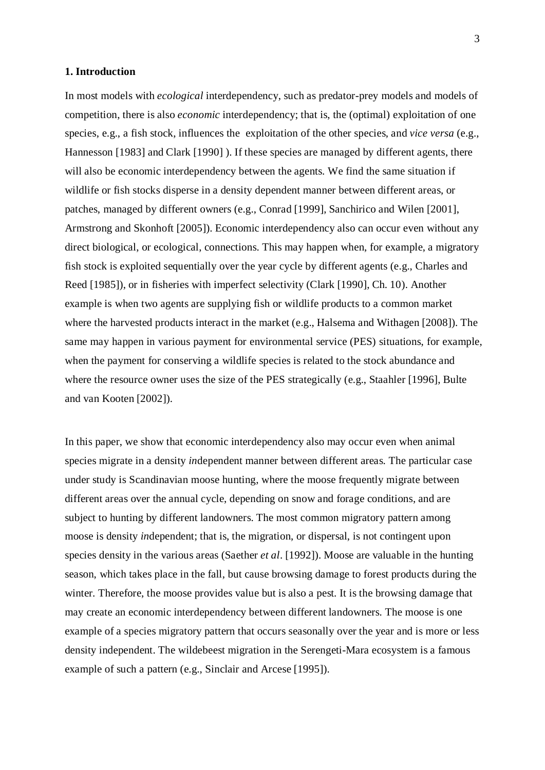## 1. Introduction

In most models with *ecological* interdependency, such as predator-prey models and models of competition, there is also *economic* interdependency; that is, the (optimal) exploitation of one species, e.g., a fish stock, influences the exploitation of the other species, and *vice versa* (e.g., Hannesson [1983] and Clark [1990] ). If these species are managed by different agents, there will also be economic interdependency between the agents. We find the same situation if wildlife or fish stocks disperse in a density dependent manner between different areas, or patches, managed by different owners (e.g., Conrad [1999], Sanchirico and Wilen [2001], Armstrong and Skonhoft [2005]). Economic interdependency also can occur even without any direct biological, or ecological, connections. This may happen when, for example, a migratory fish stock is exploited sequentially over the year cycle by different agents (e.g., Charles and Reed [1985]), or in fisheries with imperfect selectivity (Clark [1990], Ch. 10). Another example is when two agents are supplying fish or wildlife products to a common market where the harvested products interact in the market (e.g., Halsema and Withagen [2008]). The same may happen in various payment for environmental service (PES) situations, for example, when the payment for conserving a wildlife species is related to the stock abundance and where the resource owner uses the size of the PES strategically (e.g., Staahler [1996], Bulte and van Kooten [2002]).

In this paper, we show that economic interdependency also may occur even when animal species migrate in a density *in*dependent manner between different areas. The particular case under study is Scandinavian moose hunting, where the moose frequently migrate between different areas over the annual cycle, depending on snow and forage conditions, and are subject to hunting by different landowners. The most common migratory pattern among moose is density *in*dependent; that is, the migration, or dispersal, is not contingent upon species density in the various areas (Saether *et al*. [1992]). Moose are valuable in the hunting season, which takes place in the fall, but cause browsing damage to forest products during the winter. Therefore, the moose provides value but is also a pest. It is the browsing damage that may create an economic interdependency between different landowners. The moose is one example of a species migratory pattern that occurs seasonally over the year and is more or less density independent. The wildebeest migration in the Serengeti-Mara ecosystem is a famous example of such a pattern (e.g., Sinclair and Arcese [1995]).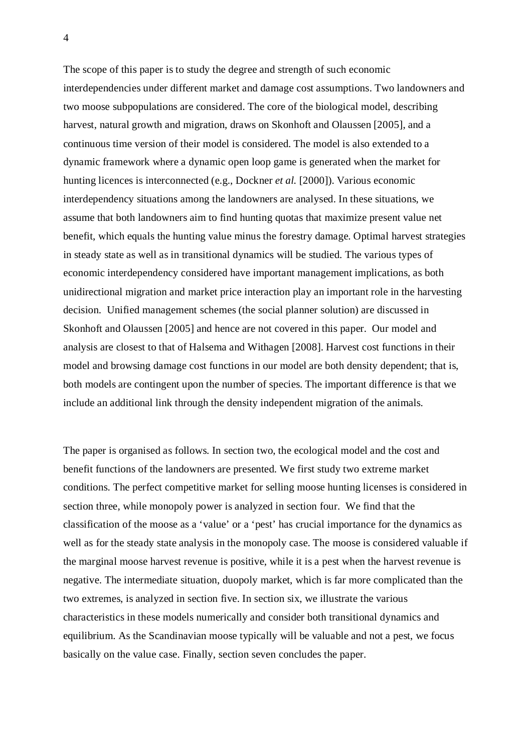The scope of this paper is to study the degree and strength of such economic interdependencies under different market and damage cost assumptions. Two landowners and two moose subpopulations are considered. The core of the biological model, describing harvest, natural growth and migration, draws on Skonhoft and Olaussen [2005], and a continuous time version of their model is considered. The model is also extended to a dynamic framework where a dynamic open loop game is generated when the market for hunting licences is interconnected (e.g., Dockner *et al.* [2000]). Various economic interdependency situations among the landowners are analysed. In these situations, we assume that both landowners aim to find hunting quotas that maximize present value net benefit, which equals the hunting value minus the forestry damage. Optimal harvest strategies in steady state as well as in transitional dynamics will be studied. The various types of economic interdependency considered have important management implications, as both unidirectional migration and market price interaction play an important role in the harvesting decision. Unified management schemes (the social planner solution) are discussed in Skonhoft and Olaussen [2005] and hence are not covered in this paper. Our model and analysis are closest to that of Halsema and Withagen [2008]. Harvest cost functions in their model and browsing damage cost functions in our model are both density dependent; that is, both models are contingent upon the number of species. The important difference is that we include an additional link through the density independent migration of the animals.

The paper is organised as follows. In section two, the ecological model and the cost and benefit functions of the landowners are presented. We first study two extreme market conditions. The perfect competitive market for selling moose hunting licenses is considered in section three, while monopoly power is analyzed in section four. We find that the classification of the moose as a 'value' or a 'pest' has crucial importance for the dynamics as well as for the steady state analysis in the monopoly case. The moose is considered valuable if the marginal moose harvest revenue is positive, while it is a pest when the harvest revenue is negative. The intermediate situation, duopoly market, which is far more complicated than the two extremes, is analyzed in section five. In section six, we illustrate the various characteristics in these models numerically and consider both transitional dynamics and equilibrium. As the Scandinavian moose typically will be valuable and not a pest, we focus basically on the value case. Finally, section seven concludes the paper.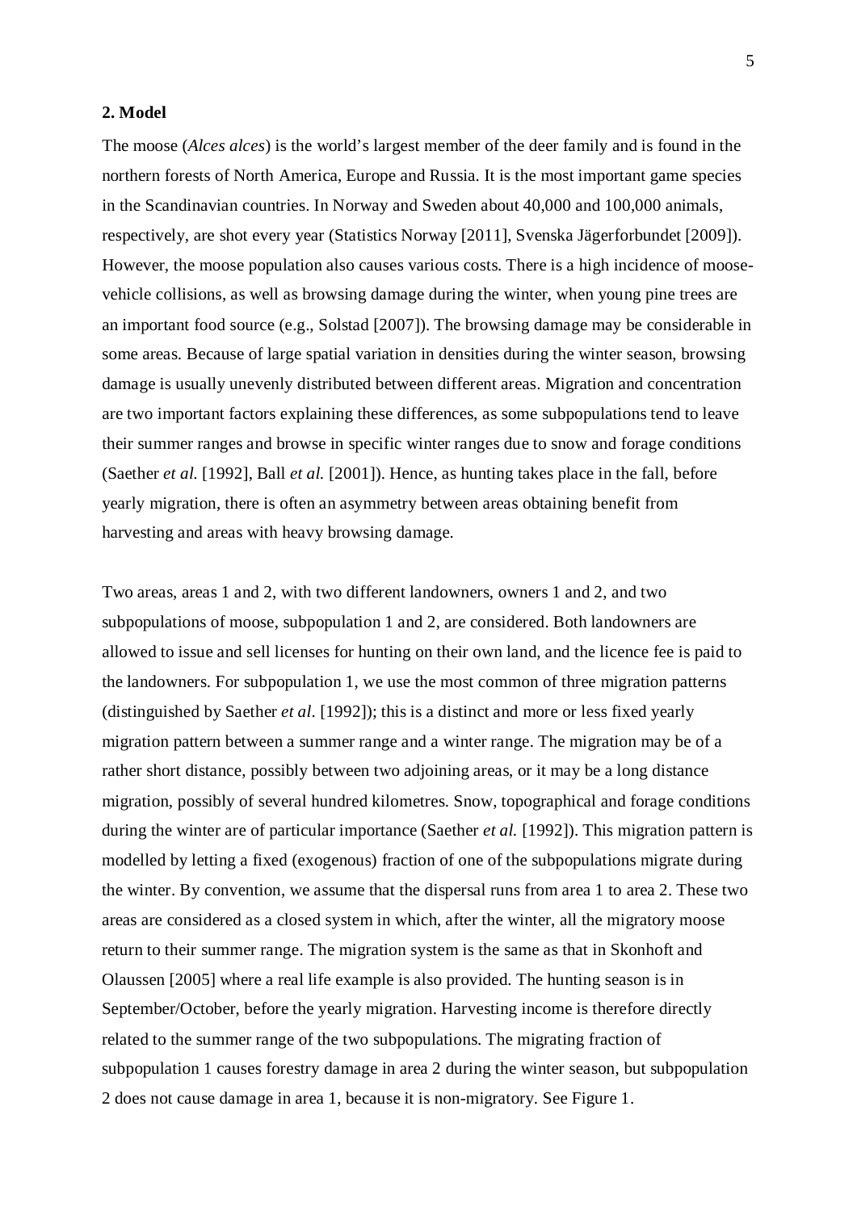## 2. Model

The moose (*Alces alces*) is the world's largest member of the deer family and is found in the northern forests of North America, Europe and Russia. It is the most important game species in the Scandinavian countries. In Norway and Sweden about 40,000 and 100,000 animals, respectively, are shot every year (Statistics Norway [2011], Svenska Jägerforbundet [2009]). However, the moose population also causes various costs. There is a high incidence of moose-vehicle collisions, as well as browsing damage during the winter, when young pine trees are an important food source (e.g., Solstad [2007]). The browsing damage may be considerable in some areas. Because of large spatial variation in densities during the winter season, browsing damage is usually unevenly distributed between different areas. Migration and concentration are two important factors explaining these differences, as some subpopulations tend to leave their summer ranges and browse in specific winter ranges due to snow and forage conditions (Saether *et al.* [1992], Ball *et al.* [2001]). Hence, as hunting takes place in the fall, before yearly migration, there is often an asymmetry between areas obtaining benefit from harvesting and areas with heavy browsing damage.

Two areas, areas 1 and 2, with two different landowners, owners 1 and 2, and two subpopulations of moose, subpopulation 1 and 2, are considered. Both landowners are allowed to issue and sell licenses for hunting on their own land, and the licence fee is paid to the landowners. For subpopulation 1, we use the most common of three migration patterns (distinguished by Saether *et al*. [1992]); this is a distinct and more or less fixed yearly migration pattern between a summer range and a winter range. The migration may be of a rather short distance, possibly between two adjoining areas, or it may be a long distance migration, possibly of several hundred kilometres. Snow, topographical and forage conditions during the winter are of particular importance (Saether *et al.* [1992]). This migration pattern is modelled by letting a fixed (exogenous) fraction of one of the subpopulations migrate during the winter. By convention, we assume that the dispersal runs from area 1 to area 2. These two areas are considered as a closed system in which, after the winter, all the migratory moose return to their summer range. The migration system is the same as that in Skonhoft and Olaussen [2005] where a real life example is also provided. The hunting season is in September/October, before the yearly migration. Harvesting income is therefore directly related to the summer range of the two subpopulations. The migrating fraction of subpopulation 1 causes forestry damage in area 2 during the winter season, but subpopulation 2 does not cause damage in area 1, because it is non-migratory. See Figure 1.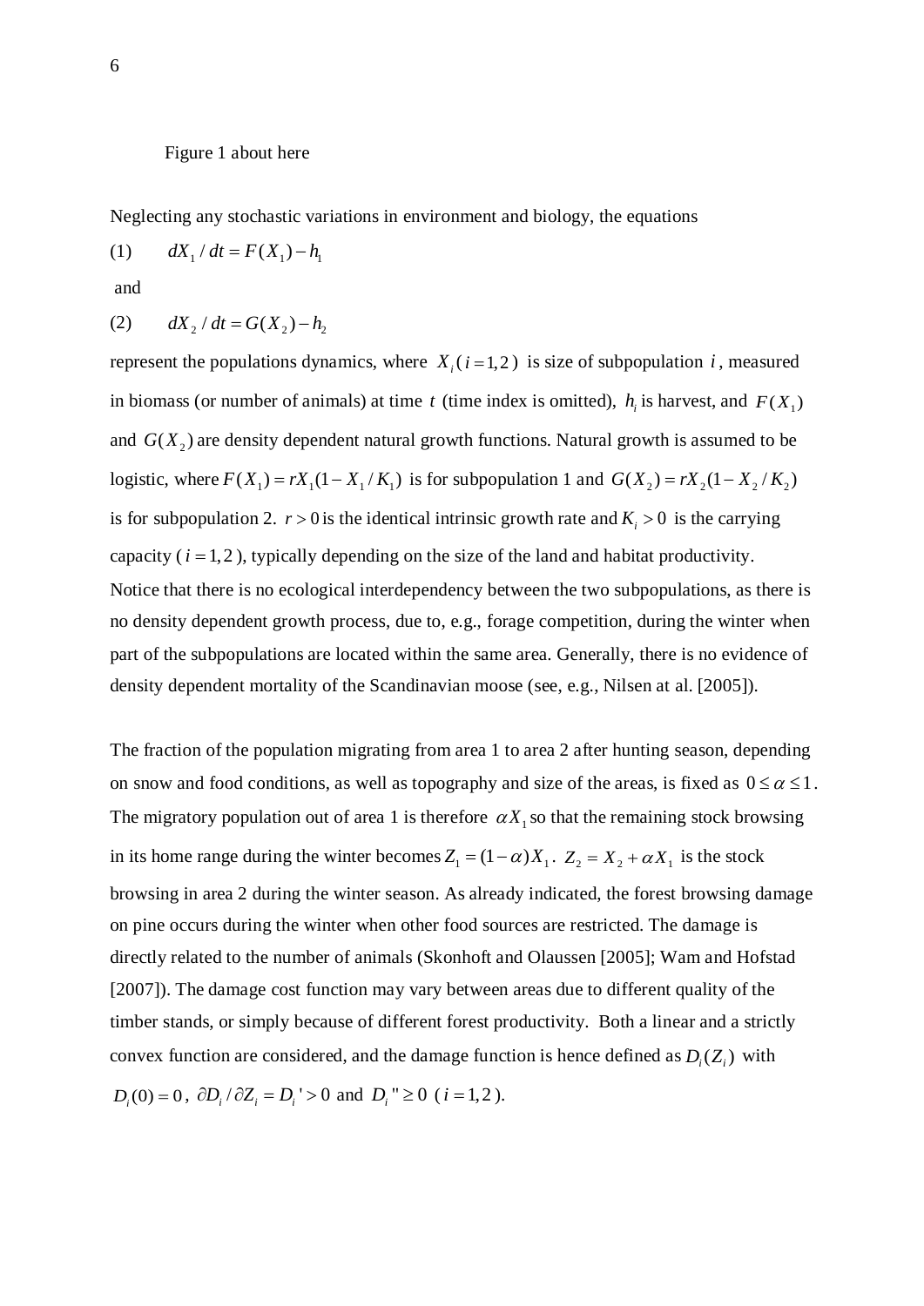Figure 1 about here

Neglecting any stochastic variations in environment and biology, the equations

(1) $dX_1 / dt = F(X_1) - h_1$

and

(2) $dX_2 / dt = G(X_2) - h_2$

represent the populations dynamics, where $X_i (i = 1,2)$ is size of subpopulation $i$, measured in biomass (or number of animals) at time $t$ (time index is omitted), $h_i$ is harvest, and $F(X_1)$ and $G(X_2)$ are density dependent natural growth functions. Natural growth is assumed to be logistic, where $F(X_1) = rX_1(1 - X_1 / K_1)$ is for subpopulation 1 and $G(X_2) = rX_2(1 - X_2 / K_2)$ is for subpopulation 2. $r > 0$ is the identical intrinsic growth rate and $K_i > 0$ is the carrying capacity ($i = 1,2$), typically depending on the size of the land and habitat productivity. Notice that there is no ecological interdependency between the two subpopulations, as there is no density dependent growth process, due to, e.g., forage competition, during the winter when part of the subpopulations are located within the same area. Generally, there is no evidence of density dependent mortality of the Scandinavian moose (see, e.g., Nilsen at al. [2005]).

The fraction of the population migrating from area 1 to area 2 after hunting season, depending on snow and food conditions, as well as topography and size of the areas, is fixed as $0 \le \alpha \le 1$. The migratory population out of area 1 is therefore $\alpha X_1$ so that the remaining stock browsing in its home range during the winter becomes $Z_1 = (1-\alpha)X_1$. $Z_2 = X_2 + \alpha X_1$ is the stock browsing in area 2 during the winter season. As already indicated, the forest browsing damage on pine occurs during the winter when other food sources are restricted. The damage is directly related to the number of animals (Skonhoft and Olaussen [2005]; Wam and Hofstad [2007]). The damage cost function may vary between areas due to different quality of the timber stands, or simply because of different forest productivity. Both a linear and a strictly convex function are considered, and the damage function is hence defined as $D_i(Z_i)$ with $D_i(0) = 0$, $\partial D_i / \partial Z_i = D_i' > 0$ and $D_i'' \ge 0$ ($i = 1,2$).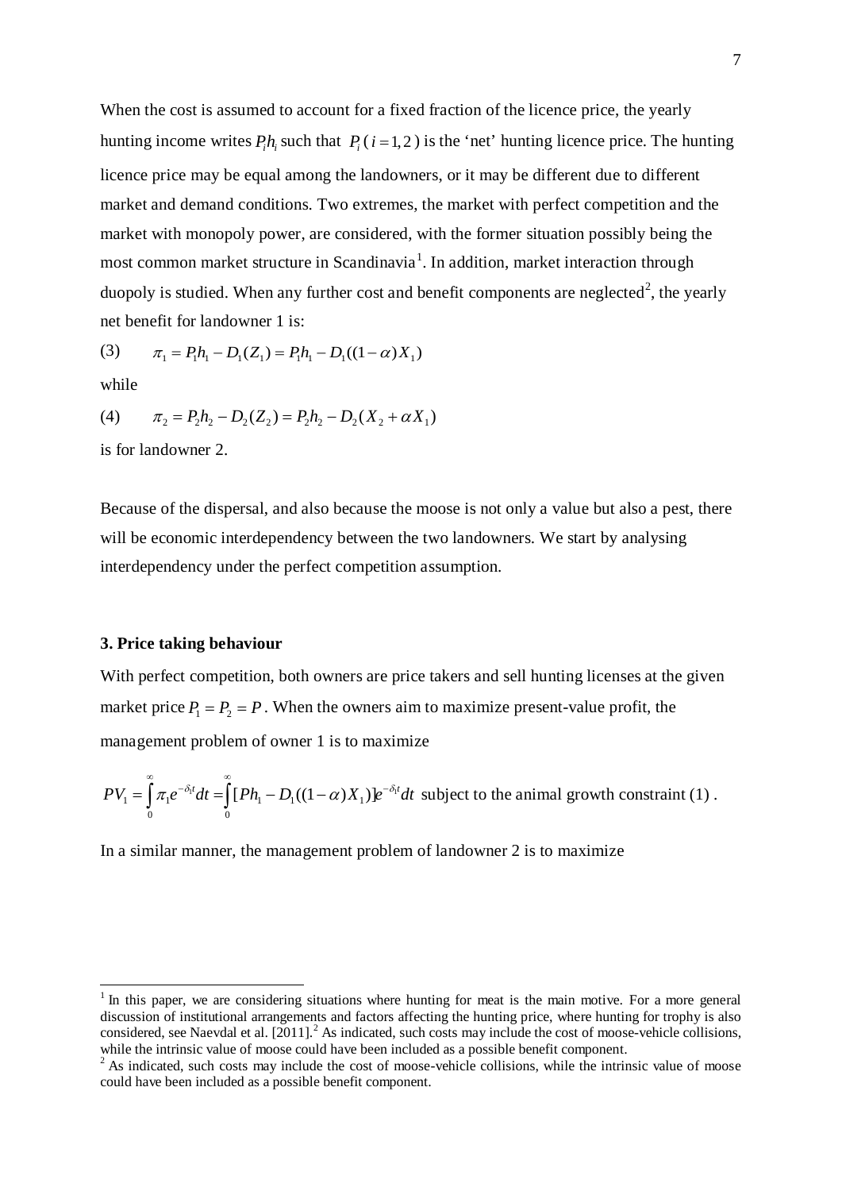When the cost is assumed to account for a fixed fraction of the licence price, the yearly hunting income writes $P_i h_i$ such that $P_i\,(i=1,2)$ is the 'net' hunting licence price. The hunting licence price may be equal among the landowners, or it may be different due to different market and demand conditions. Two extremes, the market with perfect competition and the market with monopoly power, are considered, with the former situation possibly being the most common market structure in Scandinavia[1]. In addition, market interaction through duopoly is studied. When any further cost and benefit components are neglected[2], the yearly net benefit for landowner 1 is:

$$(3)\qquad \pi_1 = P_1 h_1 - D_1(Z_1) = P_1 h_1 - D_1((1-\alpha)X_1)$$

while

$$(4)\qquad \pi_2 = P_2 h_2 - D_2(Z_2) = P_2 h_2 - D_2(X_2 + \alpha X_1)$$

is for landowner 2.

Because of the dispersal, and also because the moose is not only a value but also a pest, there will be economic interdependency between the two landowners. We start by analysing interdependency under the perfect competition assumption.

### 3. Price taking behaviour

With perfect competition, both owners are price takers and sell hunting licenses at the given market price $P_1 = P_2 = P$. When the owners aim to maximize present-value profit, the management problem of owner 1 is to maximize

$$PV_1 = \int_0^\infty \pi_1 e^{-\delta_1 t} dt = \int_0^\infty [Ph_1 - D_1((1-\alpha)X_1)] e^{-\delta_1 t} dt \text{ subject to the animal growth constraint (1)}.$$

In a similar manner, the management problem of landowner 2 is to maximize

[1] In this paper, we are considering situations where hunting for meat is the main motive. For a more general discussion of institutional arrangements and factors affecting the hunting price, where hunting for trophy is also considered, see Naevdal et al. [2011].[2] As indicated, such costs may include the cost of moose-vehicle collisions, while the intrinsic value of moose could have been included as a possible benefit component.

[2] As indicated, such costs may include the cost of moose-vehicle collisions, while the intrinsic value of moose could have been included as a possible benefit component.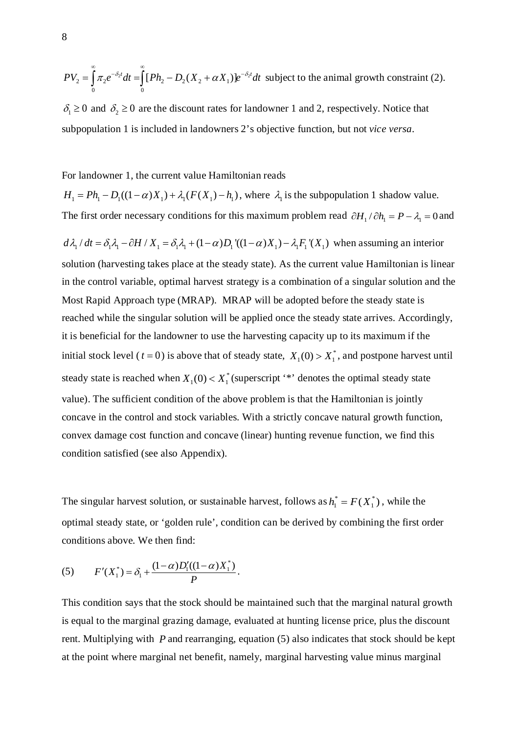$PV_2 = \int_0^{\infty} \pi_2 e^{-\delta_2 t} dt = \int_0^{\infty} [Ph_2 - D_2(X_2 + \alpha X_1)] e^{-\delta_2 t} dt$ subject to the animal growth constraint (2).

$\delta_1 \geq 0$ and $\delta_2 \geq 0$ are the discount rates for landowner 1 and 2, respectively. Notice that subpopulation 1 is included in landowners 2's objective function, but not *vice versa*.

For landowner 1, the current value Hamiltonian reads $H_1 = Ph_1 - D_1((1-\alpha)X_1) + \lambda_1(F(X_1) - h_1)$, where $\lambda_1$ is the subpopulation 1 shadow value. The first order necessary conditions for this maximum problem read $\partial H_1 / \partial h_1 = P - \lambda_1 = 0$ and $d\lambda_1 / dt = \delta_1 \lambda_1 - \partial H / X_1 = \delta_1 \lambda_1 + (1-\alpha) D_1'((1-\alpha)X_1) - \lambda_1 F_1'(X_1)$ when assuming an interior solution (harvesting takes place at the steady state). As the current value Hamiltonian is linear in the control variable, optimal harvest strategy is a combination of a singular solution and the Most Rapid Approach type (MRAP). MRAP will be adopted before the steady state is reached while the singular solution will be applied once the steady state arrives. Accordingly, it is beneficial for the landowner to use the harvesting capacity up to its maximum if the initial stock level ($t = 0$) is above that of steady state, $X_1(0) > X_1^*$, and postpone harvest until steady state is reached when $X_1(0) < X_1^*$ (superscript '*' denotes the optimal steady state value). The sufficient condition of the above problem is that the Hamiltonian is jointly concave in the control and stock variables. With a strictly concave natural growth function, convex damage cost function and concave (linear) hunting revenue function, we find this condition satisfied (see also Appendix).

The singular harvest solution, or sustainable harvest, follows as $h_1^* = F(X_1^*)$, while the optimal steady state, or 'golden rule', condition can be derived by combining the first order conditions above. We then find:

$$(5) \qquad F'(X_1^*) = \delta_1 + \frac{(1-\alpha)D_1'((1-\alpha)X_1^*)}{P}.$$

This condition says that the stock should be maintained such that the marginal natural growth is equal to the marginal grazing damage, evaluated at hunting license price, plus the discount rent. Multiplying with $P$ and rearranging, equation (5) also indicates that stock should be kept at the point where marginal net benefit, namely, marginal harvesting value minus marginal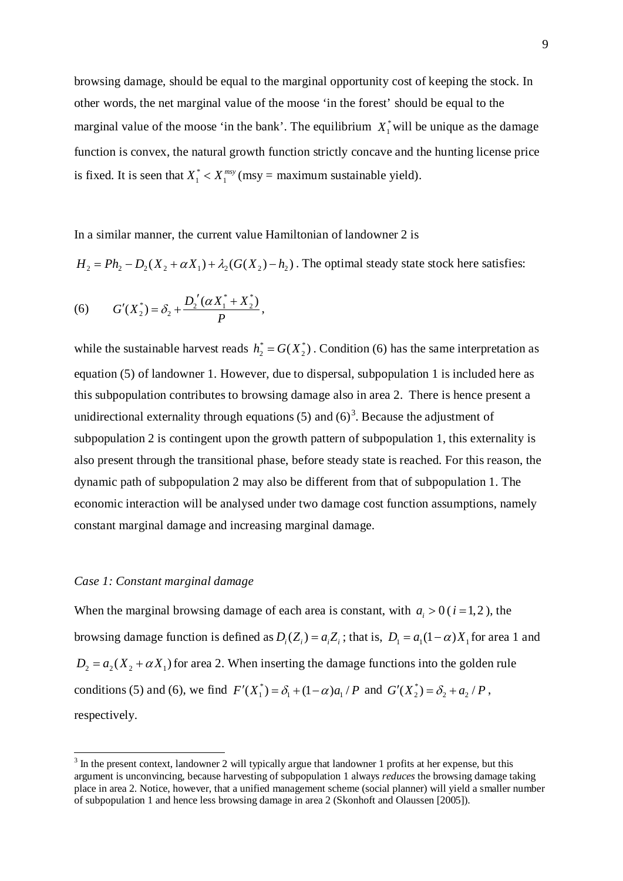browsing damage, should be equal to the marginal opportunity cost of keeping the stock. In other words, the net marginal value of the moose 'in the forest' should be equal to the marginal value of the moose 'in the bank'. The equilibrium $X_1^*$ will be unique as the damage function is convex, the natural growth function strictly concave and the hunting license price is fixed. It is seen that $X_1^* < X_1^{msy}$ (msy = maximum sustainable yield).

In a similar manner, the current value Hamiltonian of landowner 2 is $H_2 = Ph_2 - D_2(X_2 + \alpha X_1) + \lambda_2(G(X_2) - h_2)$. The optimal steady state stock here satisfies:

$$(6) \qquad G'(X_2^*) = \delta_2 + \frac{D_2'(\alpha X_1^* + X_2^*)}{P},$$

while the sustainable harvest reads $h_2^* = G(X_2^*)$. Condition (6) has the same interpretation as equation (5) of landowner 1. However, due to dispersal, subpopulation 1 is included here as this subpopulation contributes to browsing damage also in area 2. There is hence present a unidirectional externality through equations (5) and (6)[3]. Because the adjustment of subpopulation 2 is contingent upon the growth pattern of subpopulation 1, this externality is also present through the transitional phase, before steady state is reached. For this reason, the dynamic path of subpopulation 2 may also be different from that of subpopulation 1. The economic interaction will be analysed under two damage cost function assumptions, namely constant marginal damage and increasing marginal damage.

*Case 1: Constant marginal damage*

When the marginal browsing damage of each area is constant, with $a_i > 0$ ($i = 1, 2$), the browsing damage function is defined as $D_i(Z_i) = a_i Z_i$; that is, $D_1 = a_1(1-\alpha)X_1$ for area 1 and $D_2 = a_2(X_2 + \alpha X_1)$ for area 2. When inserting the damage functions into the golden rule conditions (5) and (6), we find $F'(X_1^*) = \delta_1 + (1-\alpha)a_1 / P$ and $G'(X_2^*) = \delta_2 + a_2 / P$, respectively.

[3] In the present context, landowner 2 will typically argue that landowner 1 profits at her expense, but this argument is unconvincing, because harvesting of subpopulation 1 always *reduces* the browsing damage taking place in area 2. Notice, however, that a unified management scheme (social planner) will yield a smaller number of subpopulation 1 and hence less browsing damage in area 2 (Skonhoft and Olaussen [2005]).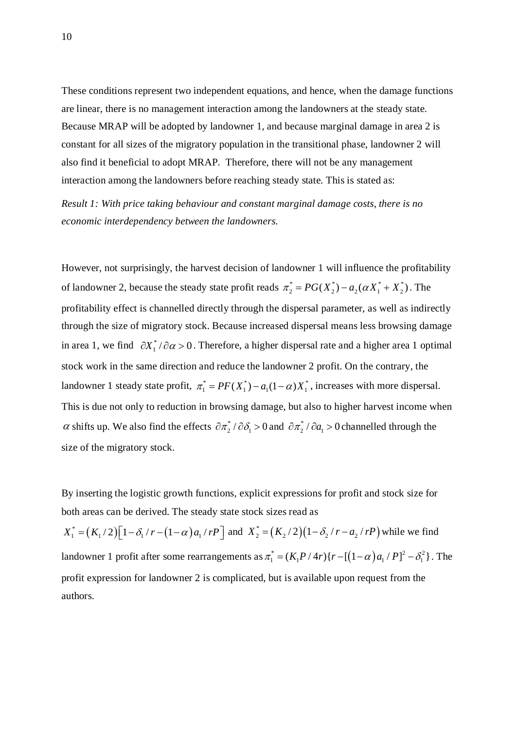These conditions represent two independent equations, and hence, when the damage functions are linear, there is no management interaction among the landowners at the steady state. Because MRAP will be adopted by landowner 1, and because marginal damage in area 2 is constant for all sizes of the migratory population in the transitional phase, landowner 2 will also find it beneficial to adopt MRAP. Therefore, there will not be any management interaction among the landowners before reaching steady state. This is stated as:

*Result 1: With price taking behaviour and constant marginal damage costs, there is no economic interdependency between the landowners.*

However, not surprisingly, the harvest decision of landowner 1 will influence the profitability of landowner 2, because the steady state profit reads $\pi_2^* = PG(X_2^*) - a_2(\alpha X_1^* + X_2^*)$. The profitability effect is channelled directly through the dispersal parameter, as well as indirectly through the size of migratory stock. Because increased dispersal means less browsing damage in area 1, we find $\partial X_1^* / \partial \alpha > 0$. Therefore, a higher dispersal rate and a higher area 1 optimal stock work in the same direction and reduce the landowner 2 profit. On the contrary, the landowner 1 steady state profit, $\pi_1^* = PF(X_1^*) - a_1(1-\alpha)X_1^*$, increases with more dispersal. This is due not only to reduction in browsing damage, but also to higher harvest income when $\alpha$ shifts up. We also find the effects $\partial \pi_2^* / \partial \delta_1 > 0$ and $\partial \pi_2^* / \partial a_1 > 0$ channelled through the size of the migratory stock.

By inserting the logistic growth functions, explicit expressions for profit and stock size for both areas can be derived. The steady state stock sizes read as $X_1^* = (K_1/2)\left[1 - \delta_1/r - (1-\alpha)a_1/rP\right]$ and $X_2^* = (K_2/2)(1 - \delta_2/r - a_2/rP)$ while we find landowner 1 profit after some rearrangements as $\pi_1^* = (K_1 P/4r)\{r - [(1-\alpha)a_1/P]^2 - \delta_1^2\}$. The profit expression for landowner 2 is complicated, but is available upon request from the authors.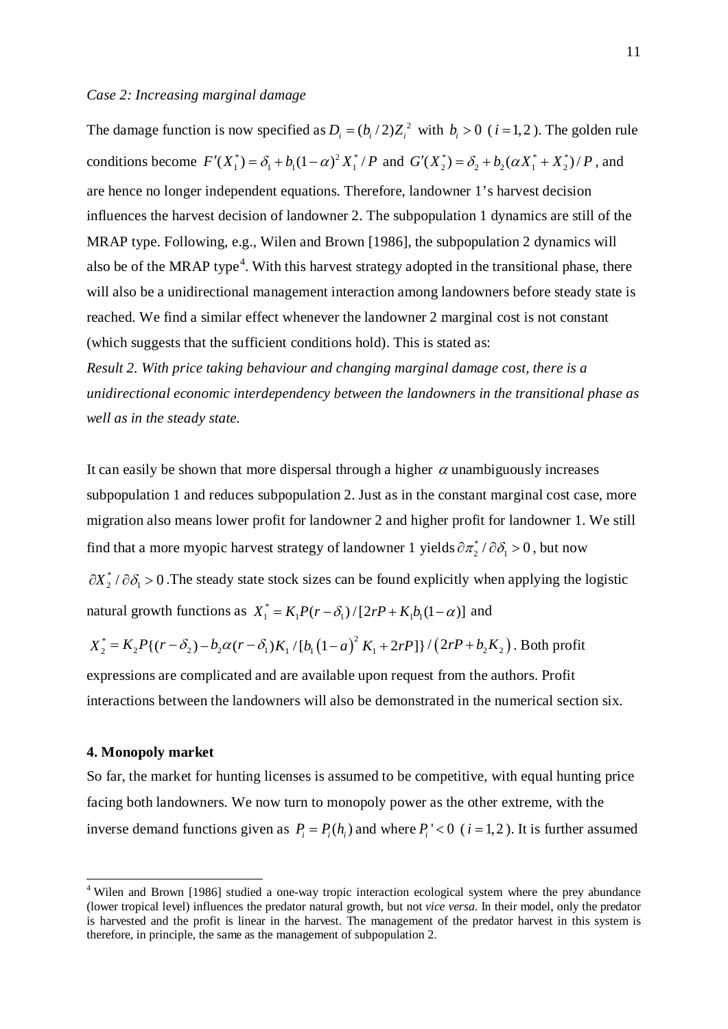*Case 2: Increasing marginal damage*

The damage function is now specified as $D_i = (b_i / 2)Z_i^2$ with $b_i > 0$ ($i = 1, 2$). The golden rule conditions become $F'(X_1^*) = \delta_1 + b_1(1-\alpha)^2 X_1^* / P$ and $G'(X_2^*) = \delta_2 + b_2(\alpha X_1^* + X_2^*) / P$, and are hence no longer independent equations. Therefore, landowner 1's harvest decision influences the harvest decision of landowner 2. The subpopulation 1 dynamics are still of the MRAP type. Following, e.g., Wilen and Brown [1986], the subpopulation 2 dynamics will also be of the MRAP type[4]. With this harvest strategy adopted in the transitional phase, there will also be a unidirectional management interaction among landowners before steady state is reached. We find a similar effect whenever the landowner 2 marginal cost is not constant (which suggests that the sufficient conditions hold). This is stated as:

*Result 2. With price taking behaviour and changing marginal damage cost, there is a unidirectional economic interdependency between the landowners in the transitional phase as well as in the steady state.*

It can easily be shown that more dispersal through a higher $\alpha$ unambiguously increases subpopulation 1 and reduces subpopulation 2. Just as in the constant marginal cost case, more migration also means lower profit for landowner 2 and higher profit for landowner 1. We still find that a more myopic harvest strategy of landowner 1 yields $\partial \pi_2^* / \partial \delta_1 > 0$, but now $\partial X_2^* / \partial \delta_1 > 0$. The steady state stock sizes can be found explicitly when applying the logistic natural growth functions as $X_1^* = K_1 P(r - \delta_1) / [2rP + K_1 b_1(1-\alpha)]$ and $X_2^* = K_2 P\{(r - \delta_2) - b_2 \alpha (r - \delta_1) K_1 / [b_1 (1-a)^2 K_1 + 2rP]\} / (2rP + b_2 K_2)$. Both profit expressions are complicated and are available upon request from the authors. Profit interactions between the landowners will also be demonstrated in the numerical section six.

## 4. Monopoly market

So far, the market for hunting licenses is assumed to be competitive, with equal hunting price facing both landowners. We now turn to monopoly power as the other extreme, with the inverse demand functions given as $P_i = P_i(h_i)$ and where $P_i' < 0$ ($i = 1, 2$). It is further assumed

---

[4] Wilen and Brown [1986] studied a one-way tropic interaction ecological system where the prey abundance (lower tropical level) influences the predator natural growth, but not *vice versa*. In their model, only the predator is harvested and the profit is linear in the harvest. The management of the predator harvest in this system is therefore, in principle, the same as the management of subpopulation 2.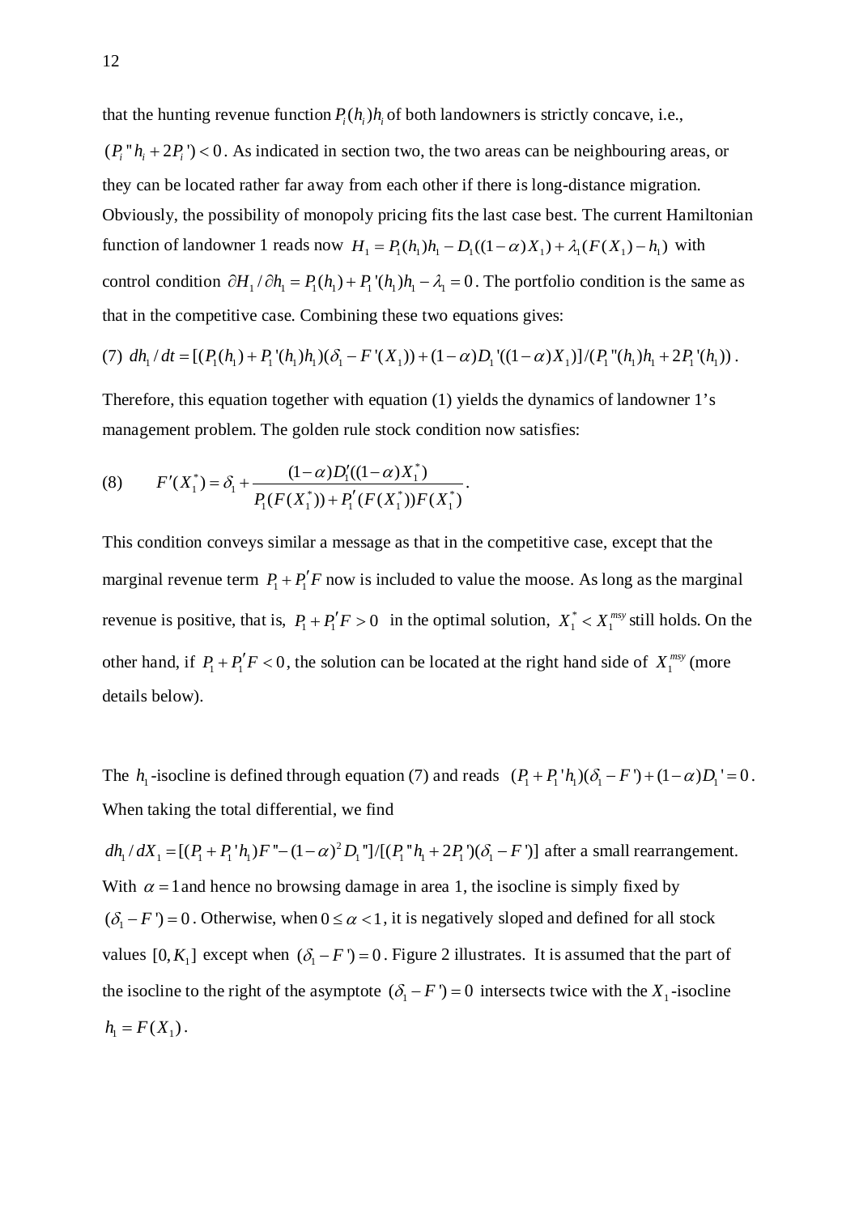that the hunting revenue function $P_i(h_i)h_i$ of both landowners is strictly concave, i.e., $(P_i''h_i + 2P_i') < 0$. As indicated in section two, the two areas can be neighbouring areas, or they can be located rather far away from each other if there is long-distance migration. Obviously, the possibility of monopoly pricing fits the last case best. The current Hamiltonian function of landowner 1 reads now $H_1 = P_1(h_1)h_1 - D_1((1-\alpha)X_1) + \lambda_1(F(X_1) - h_1)$ with control condition $\partial H_1/\partial h_1 = P_1(h_1) + P_1'(h_1)h_1 - \lambda_1 = 0$. The portfolio condition is the same as that in the competitive case. Combining these two equations gives:

(7) $dh_1/dt = [(P_1(h_1) + P_1'(h_1)h_1)(\delta_1 - F'(X_1)) + (1-\alpha)D_1'((1-\alpha)X_1)]/(P_1''(h_1)h_1 + 2P_1'(h_1))$.

Therefore, this equation together with equation (1) yields the dynamics of landowner 1's management problem. The golden rule stock condition now satisfies:

$$(8) \qquad F'(X_1^*) = \delta_1 + \frac{(1-\alpha)D_1'((1-\alpha)X_1^*)}{P_1(F(X_1^*)) + P_1'(F(X_1^*))F(X_1^*)}.$$

This condition conveys similar a message as that in the competitive case, except that the marginal revenue term $P_1 + P_1'F$ now is included to value the moose. As long as the marginal revenue is positive, that is, $P_1 + P_1'F > 0$ in the optimal solution, $X_1^* < X_1^{msy}$ still holds. On the other hand, if $P_1 + P_1'F < 0$, the solution can be located at the right hand side of $X_1^{msy}$ (more details below).

The $h_1$-isocline is defined through equation (7) and reads $(P_1 + P_1'h_1)(\delta_1 - F') + (1-\alpha)D_1' = 0$. When taking the total differential, we find

$dh_1/dX_1 = [(P_1 + P_1'h_1)F'' - (1-\alpha)^2 D_1'']/[(P_1''h_1 + 2P_1')(\delta_1 - F')]$ after a small rearrangement. With $\alpha = 1$ and hence no browsing damage in area 1, the isocline is simply fixed by $(\delta_1 - F') = 0$. Otherwise, when $0 \le \alpha < 1$, it is negatively sloped and defined for all stock values $[0, K_1]$ except when $(\delta_1 - F') = 0$. Figure 2 illustrates. It is assumed that the part of the isocline to the right of the asymptote $(\delta_1 - F') = 0$ intersects twice with the $X_1$-isocline $h_1 = F(X_1)$.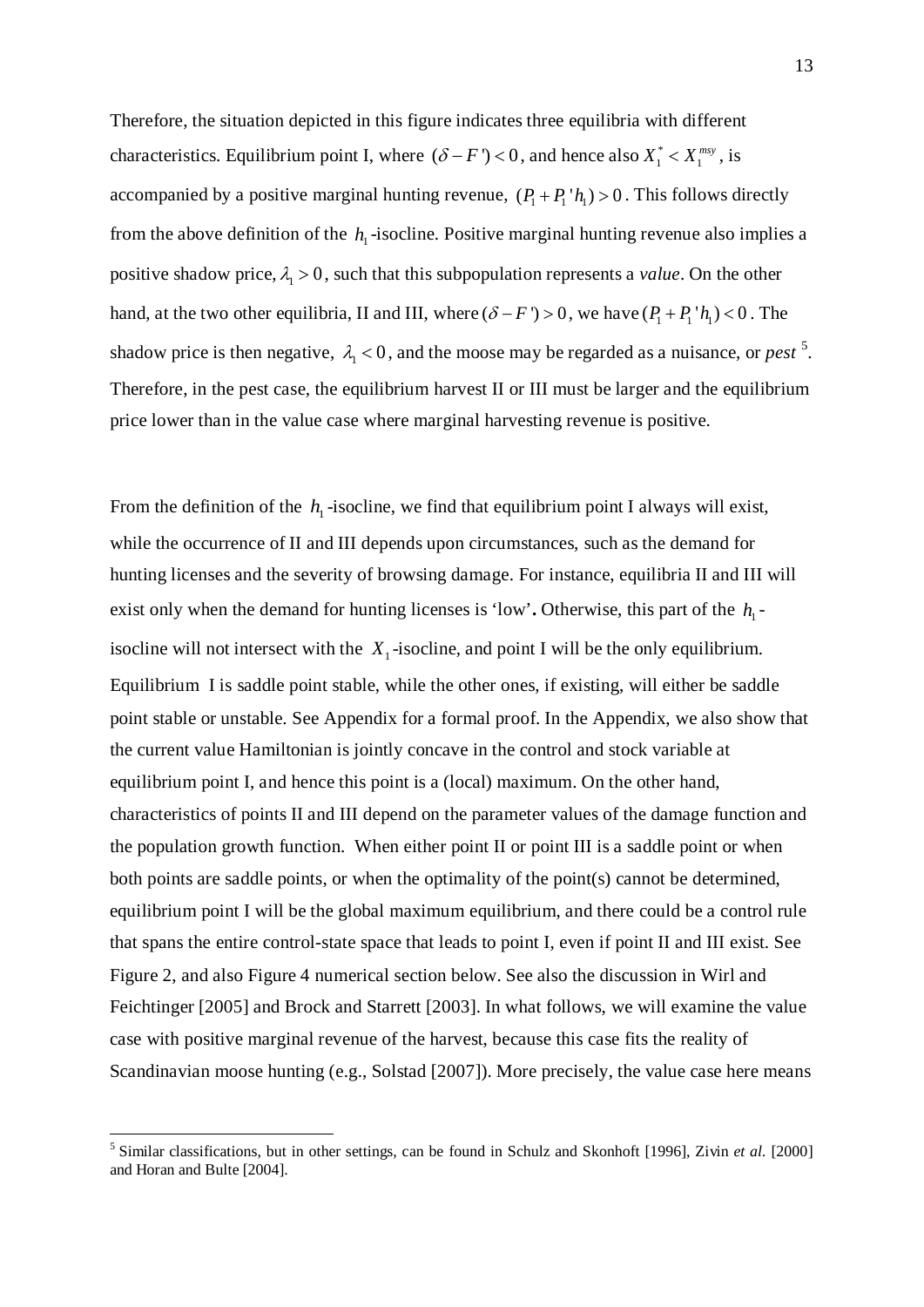Therefore, the situation depicted in this figure indicates three equilibria with different characteristics. Equilibrium point I, where $(\delta - F') < 0$, and hence also $X_1^* < X_1^{msy}$, is accompanied by a positive marginal hunting revenue, $(P_1 + P_1'h_1) > 0$. This follows directly from the above definition of the $h_1$-isocline. Positive marginal hunting revenue also implies a positive shadow price, $\lambda_1 > 0$, such that this subpopulation represents a *value*. On the other hand, at the two other equilibria, II and III, where $(\delta - F') > 0$, we have $(P_1 + P_1'h_1) < 0$. The shadow price is then negative, $\lambda_1 < 0$, and the moose may be regarded as a nuisance, or *pest* [5]. Therefore, in the pest case, the equilibrium harvest II or III must be larger and the equilibrium price lower than in the value case where marginal harvesting revenue is positive.

From the definition of the $h_1$-isocline, we find that equilibrium point I always will exist, while the occurrence of II and III depends upon circumstances, such as the demand for hunting licenses and the severity of browsing damage. For instance, equilibria II and III will exist only when the demand for hunting licenses is 'low'**.** Otherwise, this part of the $h_1$-isocline will not intersect with the $X_1$-isocline, and point I will be the only equilibrium. Equilibrium I is saddle point stable, while the other ones, if existing, will either be saddle point stable or unstable. See Appendix for a formal proof. In the Appendix, we also show that the current value Hamiltonian is jointly concave in the control and stock variable at equilibrium point I, and hence this point is a (local) maximum. On the other hand, characteristics of points II and III depend on the parameter values of the damage function and the population growth function. When either point II or point III is a saddle point or when both points are saddle points, or when the optimality of the point(s) cannot be determined, equilibrium point I will be the global maximum equilibrium, and there could be a control rule that spans the entire control-state space that leads to point I, even if point II and III exist. See Figure 2, and also Figure 4 numerical section below. See also the discussion in Wirl and Feichtinger [2005] and Brock and Starrett [2003]. In what follows, we will examine the value case with positive marginal revenue of the harvest, because this case fits the reality of Scandinavian moose hunting (e.g., Solstad [2007]). More precisely, the value case here means

[5] Similar classifications, but in other settings, can be found in Schulz and Skonhoft [1996], Zivin *et al.* [2000] and Horan and Bulte [2004].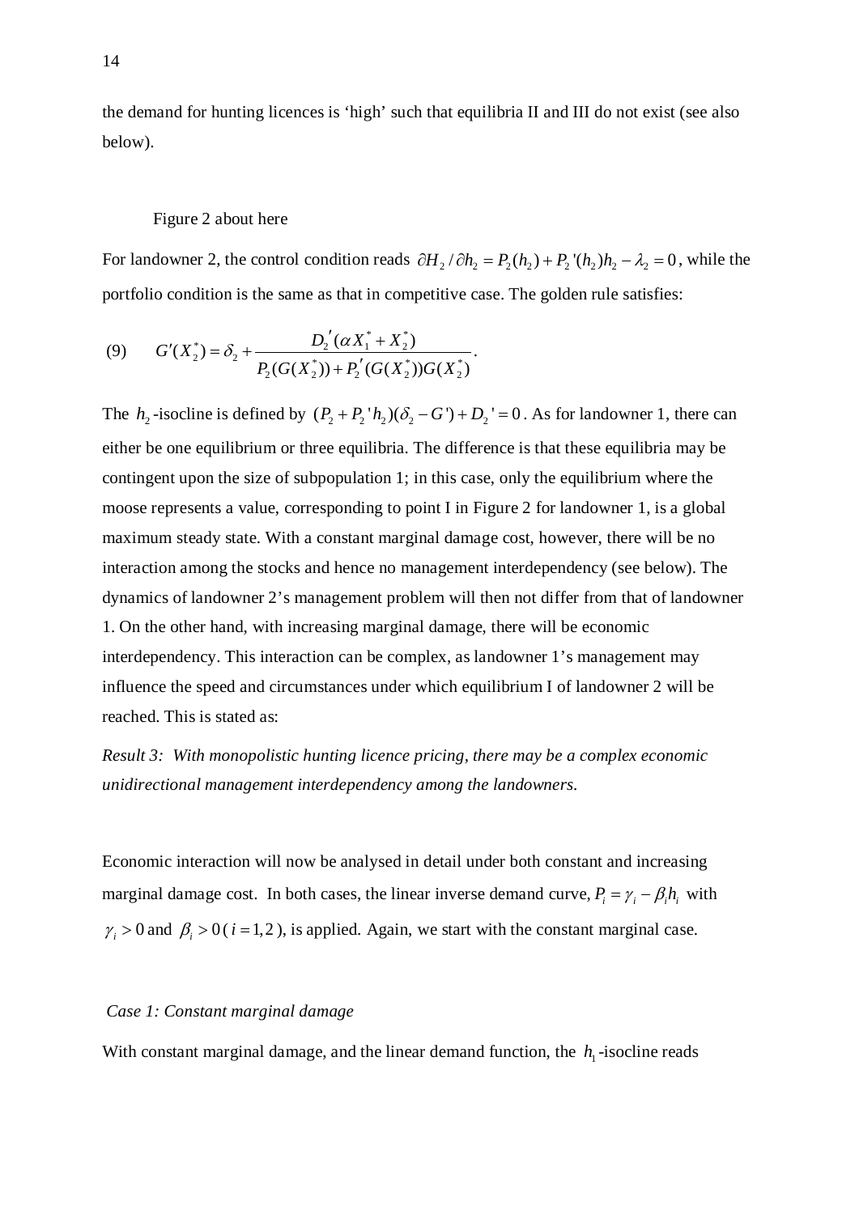the demand for hunting licences is 'high' such that equilibria II and III do not exist (see also below).

Figure 2 about here

For landowner 2, the control condition reads $\partial H_2 / \partial h_2 = P_2(h_2) + P_2'(h_2)h_2 - \lambda_2 = 0$, while the portfolio condition is the same as that in competitive case. The golden rule satisfies:

$$(9) \qquad G'(X_2^*) = \delta_2 + \frac{D_2'(\alpha X_1^* + X_2^*)}{P_2(G(X_2^*)) + P_2'(G(X_2^*))G(X_2^*)}.$$

The $h_2$-isocline is defined by $(P_2 + P_2'h_2)(\delta_2 - G') + D_2' = 0$. As for landowner 1, there can either be one equilibrium or three equilibria. The difference is that these equilibria may be contingent upon the size of subpopulation 1; in this case, only the equilibrium where the moose represents a value, corresponding to point I in Figure 2 for landowner 1, is a global maximum steady state. With a constant marginal damage cost, however, there will be no interaction among the stocks and hence no management interdependency (see below). The dynamics of landowner 2's management problem will then not differ from that of landowner 1. On the other hand, with increasing marginal damage, there will be economic interdependency. This interaction can be complex, as landowner 1's management may influence the speed and circumstances under which equilibrium I of landowner 2 will be reached. This is stated as:

*Result 3: With monopolistic hunting licence pricing, there may be a complex economic unidirectional management interdependency among the landowners.*

Economic interaction will now be analysed in detail under both constant and increasing marginal damage cost. In both cases, the linear inverse demand curve, $P_i = \gamma_i - \beta_i h_i$ with $\gamma_i > 0$ and $\beta_i > 0$ ($i = 1,2$), is applied. Again, we start with the constant marginal case.

*Case 1: Constant marginal damage*

With constant marginal damage, and the linear demand function, the $h_1$-isocline reads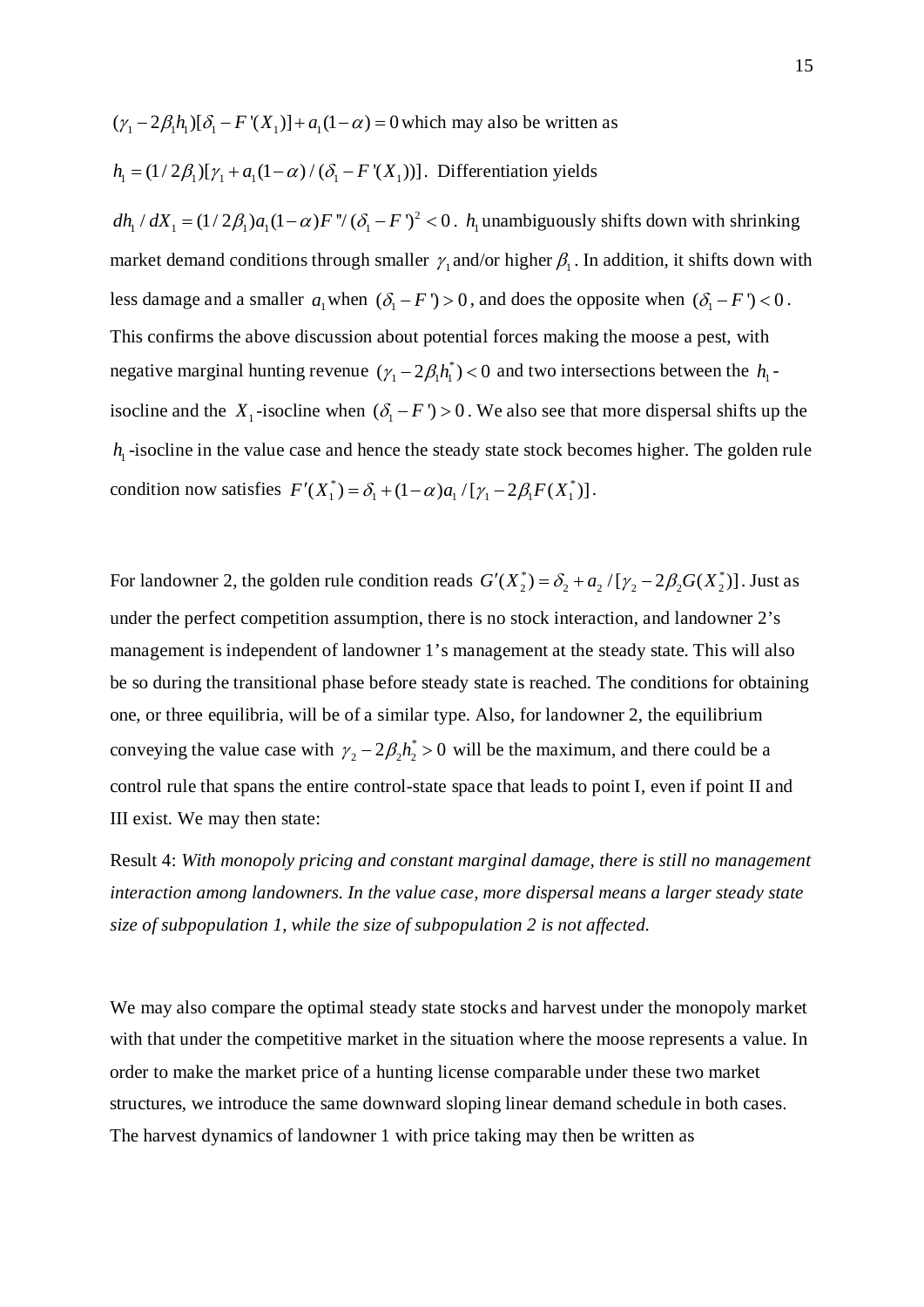$(\gamma_1 - 2\beta_1 h_1)[\delta_1 - F'(X_1)] + a_1(1-\alpha) = 0$ which may also be written as

$h_1 = (1/2\beta_1)[\gamma_1 + a_1(1-\alpha)/(\delta_1 - F'(X_1))]$. Differentiation yields

$dh_1/dX_1 = (1/2\beta_1)a_1(1-\alpha)F''/(\delta_1 - F')^2 < 0$. $h_1$ unambiguously shifts down with shrinking market demand conditions through smaller $\gamma_1$ and/or higher $\beta_1$. In addition, it shifts down with less damage and a smaller $a_1$ when $(\delta_1 - F') > 0$, and does the opposite when $(\delta_1 - F') < 0$. This confirms the above discussion about potential forces making the moose a pest, with negative marginal hunting revenue $(\gamma_1 - 2\beta_1 h_1^*) < 0$ and two intersections between the $h_1$-isocline and the $X_1$-isocline when $(\delta_1 - F') > 0$. We also see that more dispersal shifts up the $h_1$-isocline in the value case and hence the steady state stock becomes higher. The golden rule condition now satisfies $F'(X_1^*) = \delta_1 + (1-\alpha)a_1/[\gamma_1 - 2\beta_1 F(X_1^*)]$.

For landowner 2, the golden rule condition reads $G'(X_2^*) = \delta_2 + a_2/[\gamma_2 - 2\beta_2 G(X_2^*)]$. Just as under the perfect competition assumption, there is no stock interaction, and landowner 2's management is independent of landowner 1's management at the steady state. This will also be so during the transitional phase before steady state is reached. The conditions for obtaining one, or three equilibria, will be of a similar type. Also, for landowner 2, the equilibrium conveying the value case with $\gamma_2 - 2\beta_2 h_2^* > 0$ will be the maximum, and there could be a control rule that spans the entire control-state space that leads to point I, even if point II and III exist. We may then state:

Result 4: *With monopoly pricing and constant marginal damage, there is still no management interaction among landowners. In the value case, more dispersal means a larger steady state size of subpopulation 1, while the size of subpopulation 2 is not affected.*

We may also compare the optimal steady state stocks and harvest under the monopoly market with that under the competitive market in the situation where the moose represents a value. In order to make the market price of a hunting license comparable under these two market structures, we introduce the same downward sloping linear demand schedule in both cases. The harvest dynamics of landowner 1 with price taking may then be written as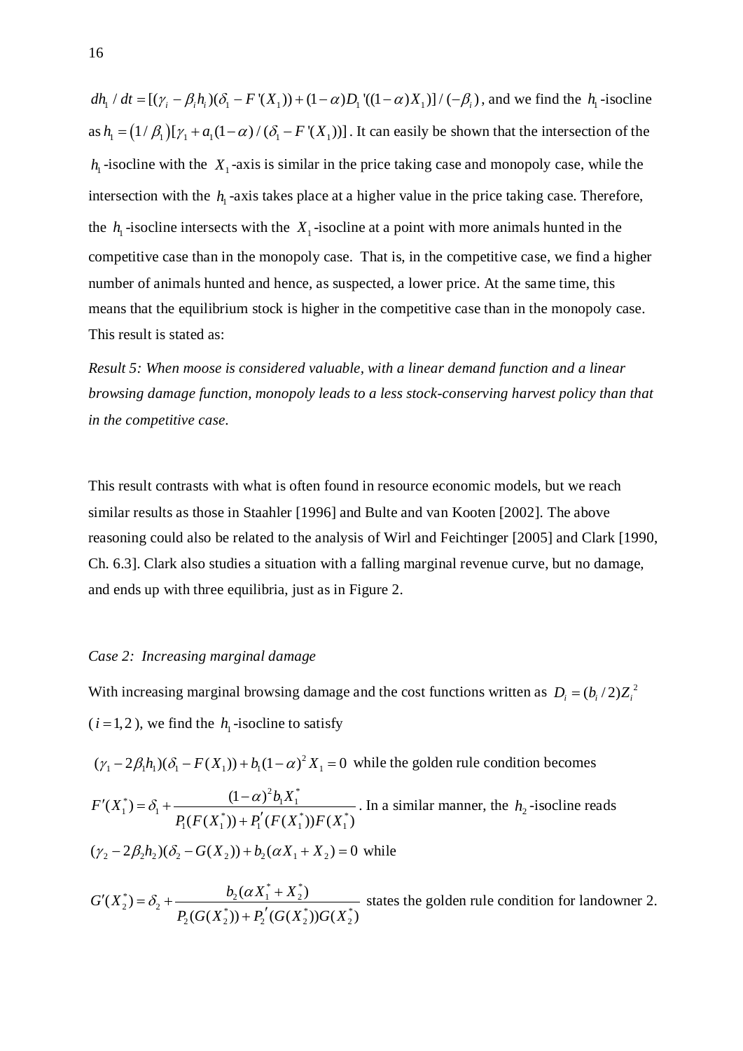$dh_1 / dt = [(\gamma_i - \beta_i h_i)(\delta_1 - F'(X_1)) + (1-\alpha)D_1'((1-\alpha)X_1)] / (-\beta_i)$, and we find the $h_1$-isocline as $h_1 = (1/\beta_1)[\gamma_1 + a_1(1-\alpha)/(\delta_1 - F'(X_1))]$. It can easily be shown that the intersection of the $h_1$-isocline with the $X_1$-axis is similar in the price taking case and monopoly case, while the intersection with the $h_1$-axis takes place at a higher value in the price taking case. Therefore, the $h_1$-isocline intersects with the $X_1$-isocline at a point with more animals hunted in the competitive case than in the monopoly case. That is, in the competitive case, we find a higher number of animals hunted and hence, as suspected, a lower price. At the same time, this means that the equilibrium stock is higher in the competitive case than in the monopoly case. This result is stated as:

*Result 5: When moose is considered valuable, with a linear demand function and a linear browsing damage function, monopoly leads to a less stock-conserving harvest policy than that in the competitive case.*

This result contrasts with what is often found in resource economic models, but we reach similar results as those in Staahler [1996] and Bulte and van Kooten [2002]. The above reasoning could also be related to the analysis of Wirl and Feichtinger [2005] and Clark [1990, Ch. 6.3]. Clark also studies a situation with a falling marginal revenue curve, but no damage, and ends up with three equilibria, just as in Figure 2.

*Case 2: Increasing marginal damage*

With increasing marginal browsing damage and the cost functions written as $D_i = (b_i/2)Z_i^2$ ($i = 1, 2$), we find the $h_1$-isocline to satisfy

$(\gamma_1 - 2\beta_1 h_1)(\delta_1 - F(X_1)) + b_1(1-\alpha)^2 X_1 = 0$ while the golden rule condition becomes

$F'(X_1^*) = \delta_1 + \dfrac{(1-\alpha)^2 b_1 X_1^*}{P_1(F(X_1^*)) + P_1'(F(X_1^*))F(X_1^*)}$. In a similar manner, the $h_2$-isocline reads

$(\gamma_2 - 2\beta_2 h_2)(\delta_2 - G(X_2)) + b_2(\alpha X_1 + X_2) = 0$ while

$G'(X_2^*) = \delta_2 + \dfrac{b_2(\alpha X_1^* + X_2^*)}{P_2(G(X_2^*)) + P_2'(G(X_2^*))G(X_2^*)}$ states the golden rule condition for landowner 2.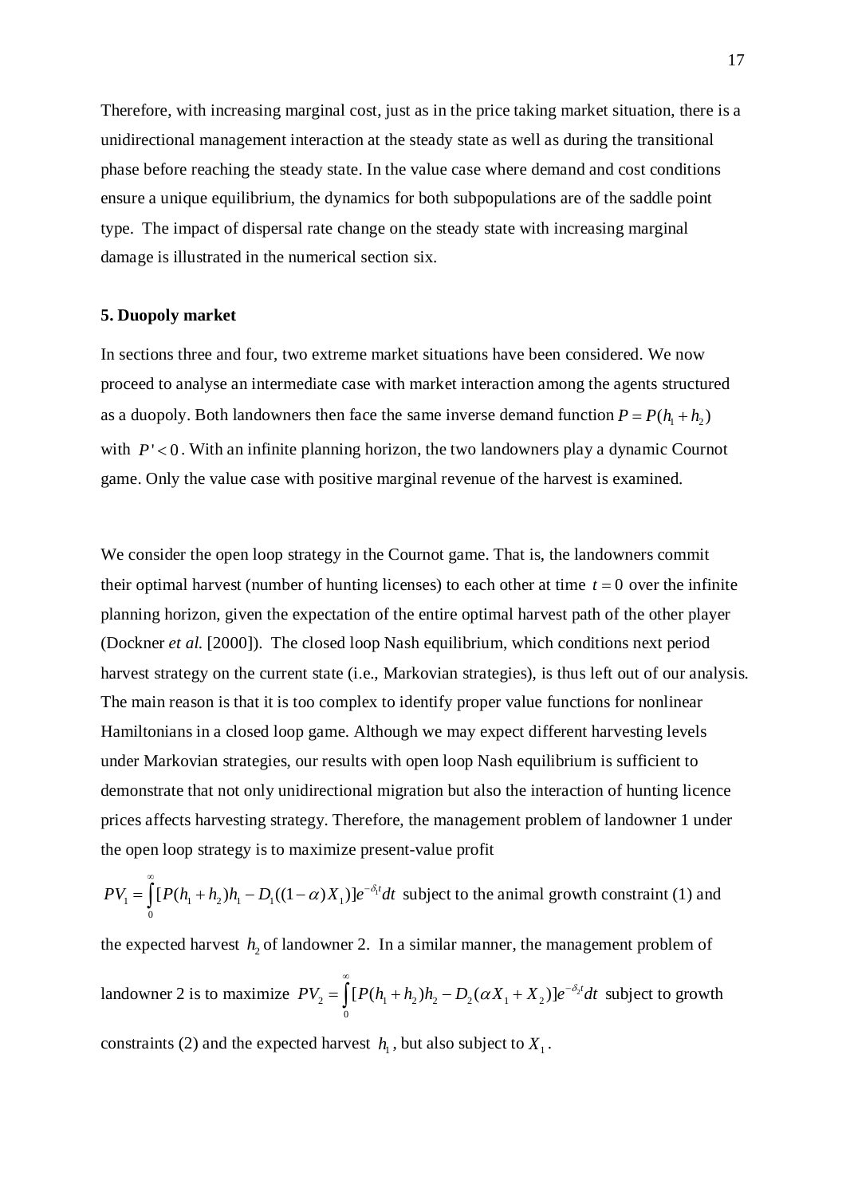Therefore, with increasing marginal cost, just as in the price taking market situation, there is a unidirectional management interaction at the steady state as well as during the transitional phase before reaching the steady state. In the value case where demand and cost conditions ensure a unique equilibrium, the dynamics for both subpopulations are of the saddle point type. The impact of dispersal rate change on the steady state with increasing marginal damage is illustrated in the numerical section six.

### 5. Duopoly market

In sections three and four, two extreme market situations have been considered. We now proceed to analyse an intermediate case with market interaction among the agents structured as a duopoly. Both landowners then face the same inverse demand function $P = P(h_1 + h_2)$ with $P' < 0$. With an infinite planning horizon, the two landowners play a dynamic Cournot game. Only the value case with positive marginal revenue of the harvest is examined.

We consider the open loop strategy in the Cournot game. That is, the landowners commit their optimal harvest (number of hunting licenses) to each other at time $t = 0$ over the infinite planning horizon, given the expectation of the entire optimal harvest path of the other player (Dockner *et al.* [2000]). The closed loop Nash equilibrium, which conditions next period harvest strategy on the current state (i.e., Markovian strategies), is thus left out of our analysis. The main reason is that it is too complex to identify proper value functions for nonlinear Hamiltonians in a closed loop game. Although we may expect different harvesting levels under Markovian strategies, our results with open loop Nash equilibrium is sufficient to demonstrate that not only unidirectional migration but also the interaction of hunting licence prices affects harvesting strategy. Therefore, the management problem of landowner 1 under the open loop strategy is to maximize present-value profit

$PV_1 = \int_0^\infty [P(h_1 + h_2)h_1 - D_1((1-\alpha)X_1)]e^{-\delta_1 t}dt$ subject to the animal growth constraint (1) and the expected harvest $h_2$ of landowner 2. In a similar manner, the management problem of landowner 2 is to maximize $PV_2 = \int_0^\infty [P(h_1 + h_2)h_2 - D_2(\alpha X_1 + X_2)]e^{-\delta_2 t}dt$ subject to growth constraints (2) and the expected harvest $h_1$, but also subject to $X_1$.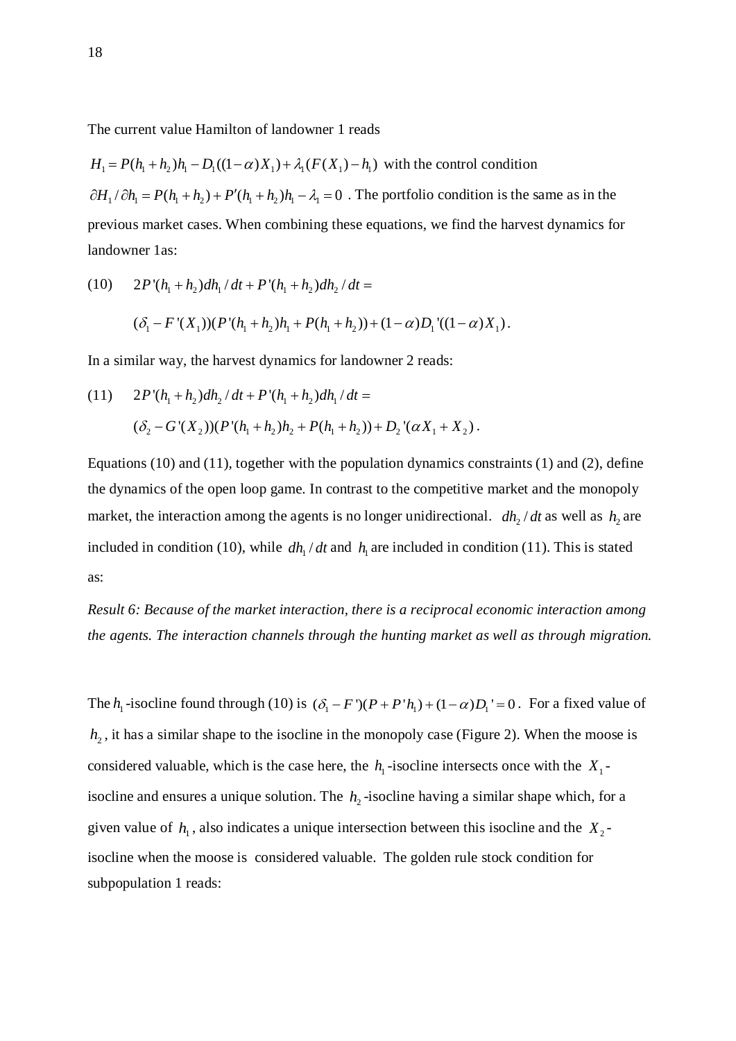The current value Hamilton of landowner 1 reads

$H_1 = P(h_1 + h_2)h_1 - D_1((1-\alpha)X_1) + \lambda_1(F(X_1) - h_1)$ with the control condition $\partial H_1 / \partial h_1 = P(h_1 + h_2) + P'(h_1 + h_2)h_1 - \lambda_1 = 0$ . The portfolio condition is the same as in the previous market cases. When combining these equations, we find the harvest dynamics for landowner 1as:

(10) $$2P'(h_1 + h_2)dh_1/dt + P'(h_1 + h_2)dh_2/dt =$$

$$(\delta_1 - F'(X_1))(P'(h_1 + h_2)h_1 + P(h_1 + h_2)) + (1-\alpha)D_1'((1-\alpha)X_1).$$

In a similar way, the harvest dynamics for landowner 2 reads:

(11) $$2P'(h_1 + h_2)dh_2/dt + P'(h_1 + h_2)dh_1/dt =$$

$$(\delta_2 - G'(X_2))(P'(h_1 + h_2)h_2 + P(h_1 + h_2)) + D_2'(\alpha X_1 + X_2).$$

Equations (10) and (11), together with the population dynamics constraints (1) and (2), define the dynamics of the open loop game. In contrast to the competitive market and the monopoly market, the interaction among the agents is no longer unidirectional. $dh_2/dt$ as well as $h_2$ are included in condition (10), while $dh_1/dt$ and $h_1$ are included in condition (11). This is stated as:

*Result 6: Because of the market interaction, there is a reciprocal economic interaction among the agents. The interaction channels through the hunting market as well as through migration.*

The $h_1$-isocline found through (10) is $(\delta_1 - F')(P + P'h_1) + (1-\alpha)D_1' = 0$. For a fixed value of $h_2$, it has a similar shape to the isocline in the monopoly case (Figure 2). When the moose is considered valuable, which is the case here, the $h_1$-isocline intersects once with the $X_1$-isocline and ensures a unique solution. The $h_2$-isocline having a similar shape which, for a given value of $h_1$, also indicates a unique intersection between this isocline and the $X_2$-isocline when the moose is considered valuable. The golden rule stock condition for subpopulation 1 reads: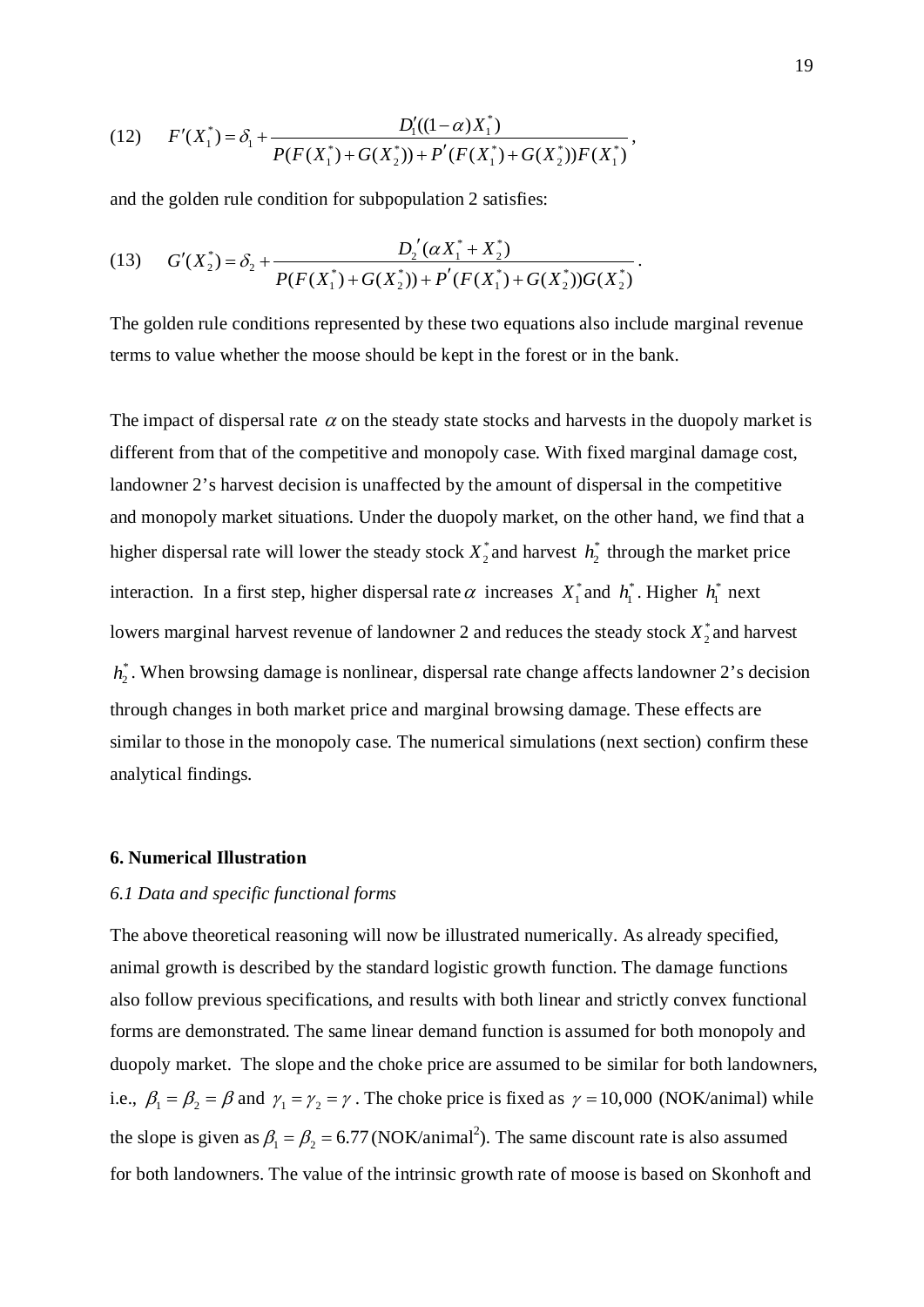$$(12) \quad F'(X_1^*) = \delta_1 + \frac{D_1'((1-\alpha)X_1^*)}{P(F(X_1^*)+G(X_2^*)) + P'(F(X_1^*)+G(X_2^*))F(X_1^*)},$$

and the golden rule condition for subpopulation 2 satisfies:

$$(13) \quad G'(X_2^*) = \delta_2 + \frac{D_2'(\alpha X_1^* + X_2^*)}{P(F(X_1^*)+G(X_2^*)) + P'(F(X_1^*)+G(X_2^*))G(X_2^*)}.$$

The golden rule conditions represented by these two equations also include marginal revenue terms to value whether the moose should be kept in the forest or in the bank.

The impact of dispersal rate $\alpha$ on the steady state stocks and harvests in the duopoly market is different from that of the competitive and monopoly case. With fixed marginal damage cost, landowner 2's harvest decision is unaffected by the amount of dispersal in the competitive and monopoly market situations. Under the duopoly market, on the other hand, we find that a higher dispersal rate will lower the steady stock $X_2^*$ and harvest $h_2^*$ through the market price interaction. In a first step, higher dispersal rate $\alpha$ increases $X_1^*$ and $h_1^*$. Higher $h_1^*$ next lowers marginal harvest revenue of landowner 2 and reduces the steady stock $X_2^*$ and harvest $h_2^*$. When browsing damage is nonlinear, dispersal rate change affects landowner 2's decision through changes in both market price and marginal browsing damage. These effects are similar to those in the monopoly case. The numerical simulations (next section) confirm these analytical findings.

## 6. Numerical Illustration

### *6.1 Data and specific functional forms*

The above theoretical reasoning will now be illustrated numerically. As already specified, animal growth is described by the standard logistic growth function. The damage functions also follow previous specifications, and results with both linear and strictly convex functional forms are demonstrated. The same linear demand function is assumed for both monopoly and duopoly market. The slope and the choke price are assumed to be similar for both landowners, i.e., $\beta_1 = \beta_2 = \beta$ and $\gamma_1 = \gamma_2 = \gamma$. The choke price is fixed as $\gamma = 10{,}000$ (NOK/animal) while the slope is given as $\beta_1 = \beta_2 = 6.77$ (NOK/animal$^2$). The same discount rate is also assumed for both landowners. The value of the intrinsic growth rate of moose is based on Skonhoft and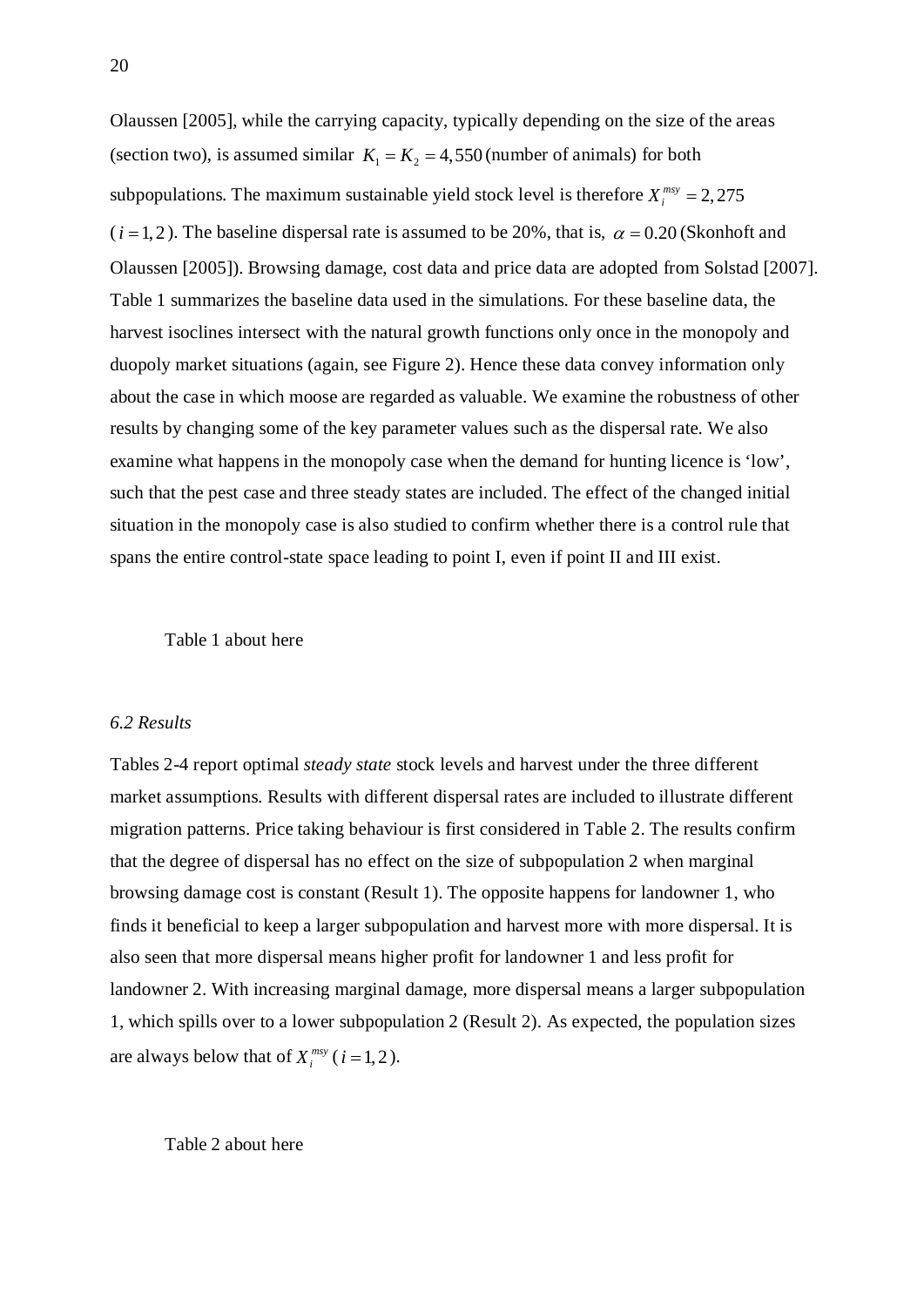Olaussen [2005], while the carrying capacity, typically depending on the size of the areas (section two), is assumed similar $K_1 = K_2 = 4{,}550$ (number of animals) for both subpopulations. The maximum sustainable yield stock level is therefore $X_i^{msy} = 2{,}275$ ($i = 1,2$). The baseline dispersal rate is assumed to be 20%, that is, $\alpha = 0.20$ (Skonhoft and Olaussen [2005]). Browsing damage, cost data and price data are adopted from Solstad [2007]. Table 1 summarizes the baseline data used in the simulations. For these baseline data, the harvest isoclines intersect with the natural growth functions only once in the monopoly and duopoly market situations (again, see Figure 2). Hence these data convey information only about the case in which moose are regarded as valuable. We examine the robustness of other results by changing some of the key parameter values such as the dispersal rate. We also examine what happens in the monopoly case when the demand for hunting licence is 'low', such that the pest case and three steady states are included. The effect of the changed initial situation in the monopoly case is also studied to confirm whether there is a control rule that spans the entire control-state space leading to point I, even if point II and III exist.

Table 1 about here

### *6.2 Results*

Tables 2-4 report optimal *steady state* stock levels and harvest under the three different market assumptions. Results with different dispersal rates are included to illustrate different migration patterns. Price taking behaviour is first considered in Table 2. The results confirm that the degree of dispersal has no effect on the size of subpopulation 2 when marginal browsing damage cost is constant (Result 1). The opposite happens for landowner 1, who finds it beneficial to keep a larger subpopulation and harvest more with more dispersal. It is also seen that more dispersal means higher profit for landowner 1 and less profit for landowner 2. With increasing marginal damage, more dispersal means a larger subpopulation 1, which spills over to a lower subpopulation 2 (Result 2). As expected, the population sizes are always below that of $X_i^{msy}$ ($i = 1,2$).

Table 2 about here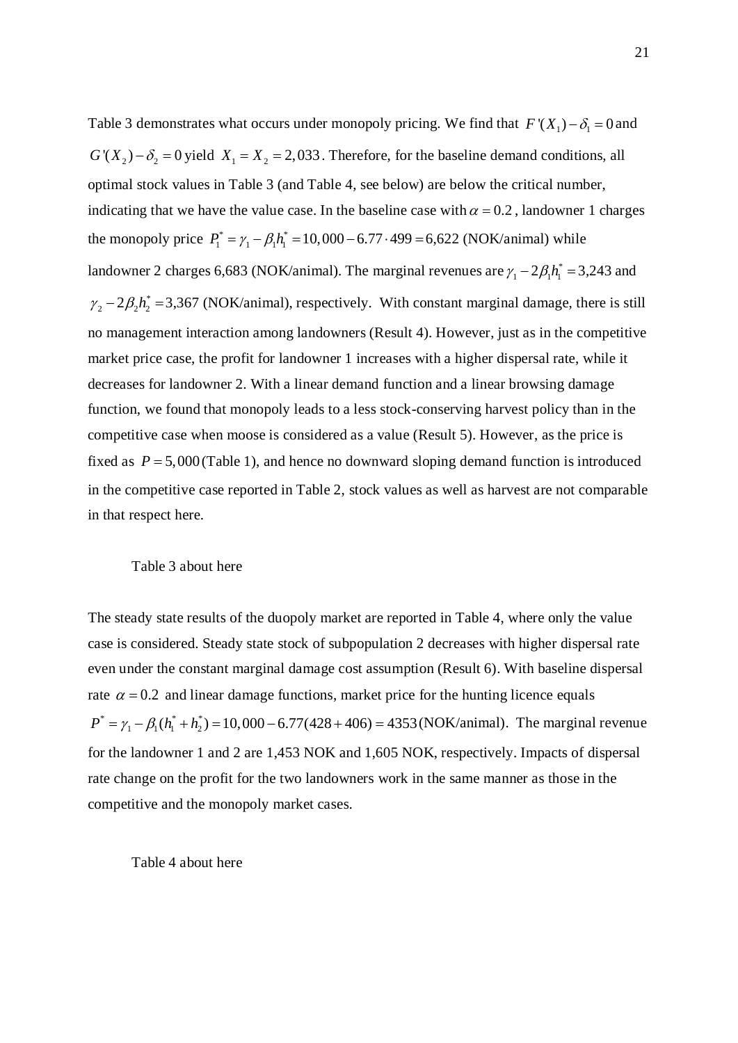Table 3 demonstrates what occurs under monopoly pricing. We find that $F'(X_1) - \delta_1 = 0$ and $G'(X_2) - \delta_2 = 0$ yield $X_1 = X_2 = 2{,}033$. Therefore, for the baseline demand conditions, all optimal stock values in Table 3 (and Table 4, see below) are below the critical number, indicating that we have the value case. In the baseline case with $\alpha = 0.2$, landowner 1 charges the monopoly price $P_1^* = \gamma_1 - \beta_1 h_1^* = 10{,}000 - 6.77 \cdot 499 = 6{,}622$ (NOK/animal) while landowner 2 charges 6,683 (NOK/animal). The marginal revenues are $\gamma_1 - 2\beta_1 h_1^* = 3{,}243$ and $\gamma_2 - 2\beta_2 h_2^* = 3{,}367$ (NOK/animal), respectively. With constant marginal damage, there is still no management interaction among landowners (Result 4). However, just as in the competitive market price case, the profit for landowner 1 increases with a higher dispersal rate, while it decreases for landowner 2. With a linear demand function and a linear browsing damage function, we found that monopoly leads to a less stock-conserving harvest policy than in the competitive case when moose is considered as a value (Result 5). However, as the price is fixed as $P = 5{,}000$ (Table 1), and hence no downward sloping demand function is introduced in the competitive case reported in Table 2, stock values as well as harvest are not comparable in that respect here.

Table 3 about here

The steady state results of the duopoly market are reported in Table 4, where only the value case is considered. Steady state stock of subpopulation 2 decreases with higher dispersal rate even under the constant marginal damage cost assumption (Result 6). With baseline dispersal rate $\alpha = 0.2$ and linear damage functions, market price for the hunting licence equals $P^* = \gamma_1 - \beta_1(h_1^* + h_2^*) = 10{,}000 - 6.77(428 + 406) = 4353$ (NOK/animal). The marginal revenue for the landowner 1 and 2 are 1,453 NOK and 1,605 NOK, respectively. Impacts of dispersal rate change on the profit for the two landowners work in the same manner as those in the competitive and the monopoly market cases.

Table 4 about here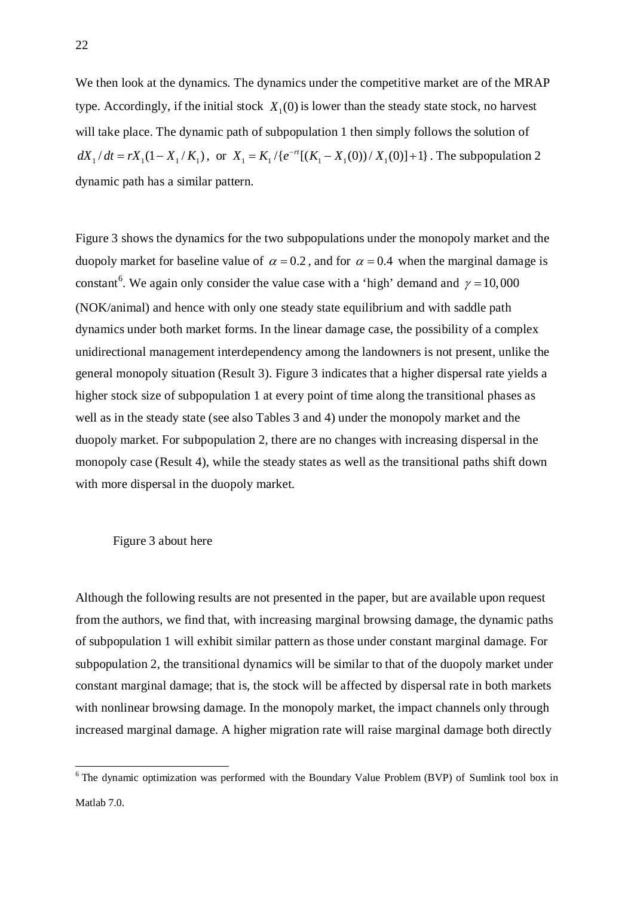We then look at the dynamics. The dynamics under the competitive market are of the MRAP type. Accordingly, if the initial stock $X_1(0)$ is lower than the steady state stock, no harvest will take place. The dynamic path of subpopulation 1 then simply follows the solution of $dX_1/dt = rX_1(1 - X_1/K_1)$, or $X_1 = K_1/\{e^{-rt}[(K_1 - X_1(0))/X_1(0)] + 1\}$. The subpopulation 2 dynamic path has a similar pattern.

Figure 3 shows the dynamics for the two subpopulations under the monopoly market and the duopoly market for baseline value of $\alpha = 0.2$, and for $\alpha = 0.4$ when the marginal damage is constant[6]. We again only consider the value case with a 'high' demand and $\gamma = 10,000$ (NOK/animal) and hence with only one steady state equilibrium and with saddle path dynamics under both market forms. In the linear damage case, the possibility of a complex unidirectional management interdependency among the landowners is not present, unlike the general monopoly situation (Result 3). Figure 3 indicates that a higher dispersal rate yields a higher stock size of subpopulation 1 at every point of time along the transitional phases as well as in the steady state (see also Tables 3 and 4) under the monopoly market and the duopoly market. For subpopulation 2, there are no changes with increasing dispersal in the monopoly case (Result 4), while the steady states as well as the transitional paths shift down with more dispersal in the duopoly market.

Figure 3 about here

Although the following results are not presented in the paper, but are available upon request from the authors, we find that, with increasing marginal browsing damage, the dynamic paths of subpopulation 1 will exhibit similar pattern as those under constant marginal damage. For subpopulation 2, the transitional dynamics will be similar to that of the duopoly market under constant marginal damage; that is, the stock will be affected by dispersal rate in both markets with nonlinear browsing damage. In the monopoly market, the impact channels only through increased marginal damage. A higher migration rate will raise marginal damage both directly

[6] The dynamic optimization was performed with the Boundary Value Problem (BVP) of Sumlink tool box in Matlab 7.0.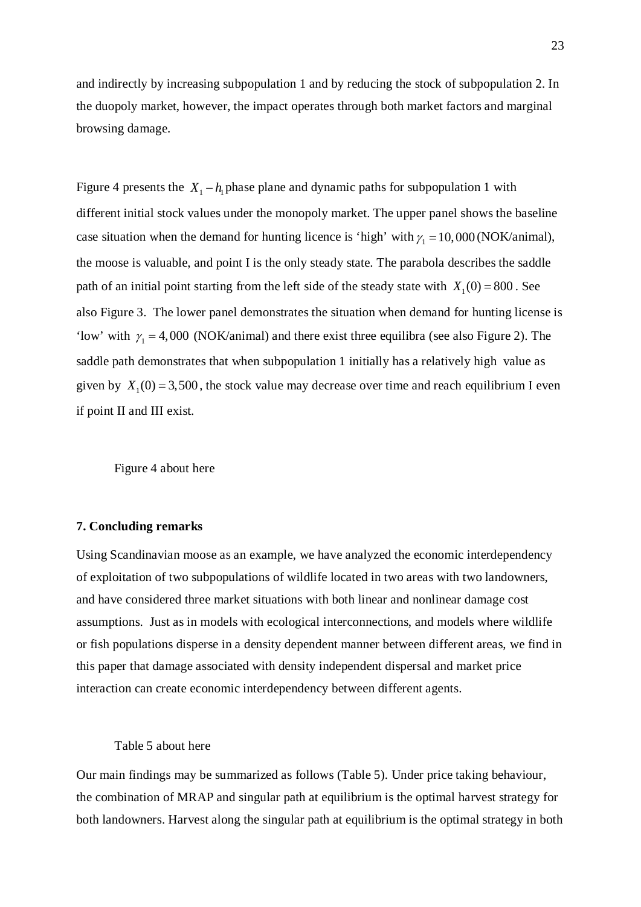and indirectly by increasing subpopulation 1 and by reducing the stock of subpopulation 2. In the duopoly market, however, the impact operates through both market factors and marginal browsing damage.

Figure 4 presents the $X_1 - h_1$ phase plane and dynamic paths for subpopulation 1 with different initial stock values under the monopoly market. The upper panel shows the baseline case situation when the demand for hunting licence is 'high' with $\gamma_1 = 10,000$ (NOK/animal), the moose is valuable, and point I is the only steady state. The parabola describes the saddle path of an initial point starting from the left side of the steady state with $X_1(0) = 800$. See also Figure 3. The lower panel demonstrates the situation when demand for hunting license is 'low' with $\gamma_1 = 4,000$ (NOK/animal) and there exist three equilibra (see also Figure 2). The saddle path demonstrates that when subpopulation 1 initially has a relatively high value as given by $X_1(0) = 3,500$, the stock value may decrease over time and reach equilibrium I even if point II and III exist.

Figure 4 about here

**7. Concluding remarks**

Using Scandinavian moose as an example, we have analyzed the economic interdependency of exploitation of two subpopulations of wildlife located in two areas with two landowners, and have considered three market situations with both linear and nonlinear damage cost assumptions. Just as in models with ecological interconnections, and models where wildlife or fish populations disperse in a density dependent manner between different areas, we find in this paper that damage associated with density independent dispersal and market price interaction can create economic interdependency between different agents.

Table 5 about here

Our main findings may be summarized as follows (Table 5). Under price taking behaviour, the combination of MRAP and singular path at equilibrium is the optimal harvest strategy for both landowners. Harvest along the singular path at equilibrium is the optimal strategy in both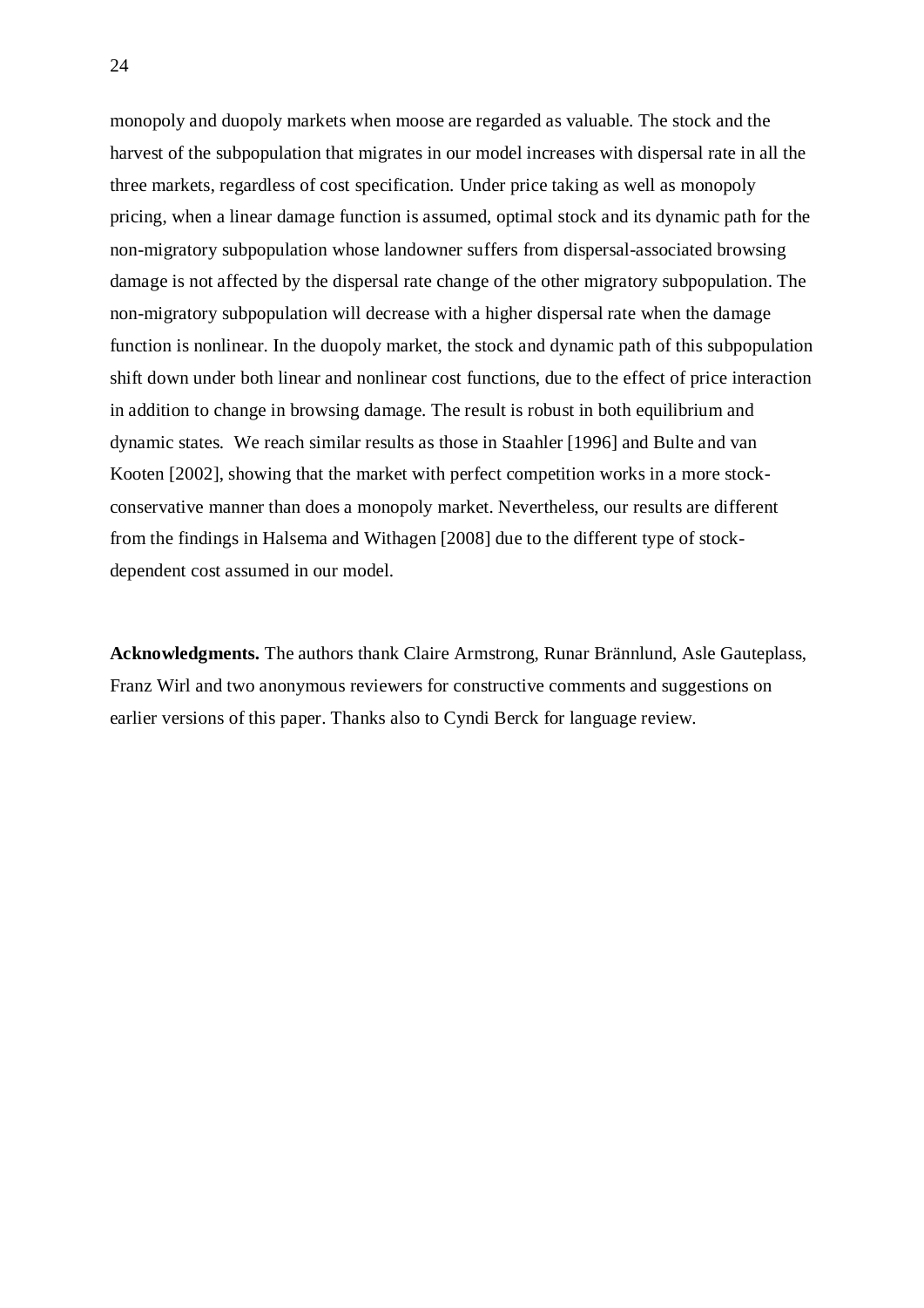monopoly and duopoly markets when moose are regarded as valuable. The stock and the harvest of the subpopulation that migrates in our model increases with dispersal rate in all the three markets, regardless of cost specification. Under price taking as well as monopoly pricing, when a linear damage function is assumed, optimal stock and its dynamic path for the non-migratory subpopulation whose landowner suffers from dispersal-associated browsing damage is not affected by the dispersal rate change of the other migratory subpopulation. The non-migratory subpopulation will decrease with a higher dispersal rate when the damage function is nonlinear. In the duopoly market, the stock and dynamic path of this subpopulation shift down under both linear and nonlinear cost functions, due to the effect of price interaction in addition to change in browsing damage. The result is robust in both equilibrium and dynamic states. We reach similar results as those in Staahler [1996] and Bulte and van Kooten [2002], showing that the market with perfect competition works in a more stock-conservative manner than does a monopoly market. Nevertheless, our results are different from the findings in Halsema and Withagen [2008] due to the different type of stock-dependent cost assumed in our model.

**Acknowledgments.** The authors thank Claire Armstrong, Runar Brännlund, Asle Gauteplass, Franz Wirl and two anonymous reviewers for constructive comments and suggestions on earlier versions of this paper. Thanks also to Cyndi Berck for language review.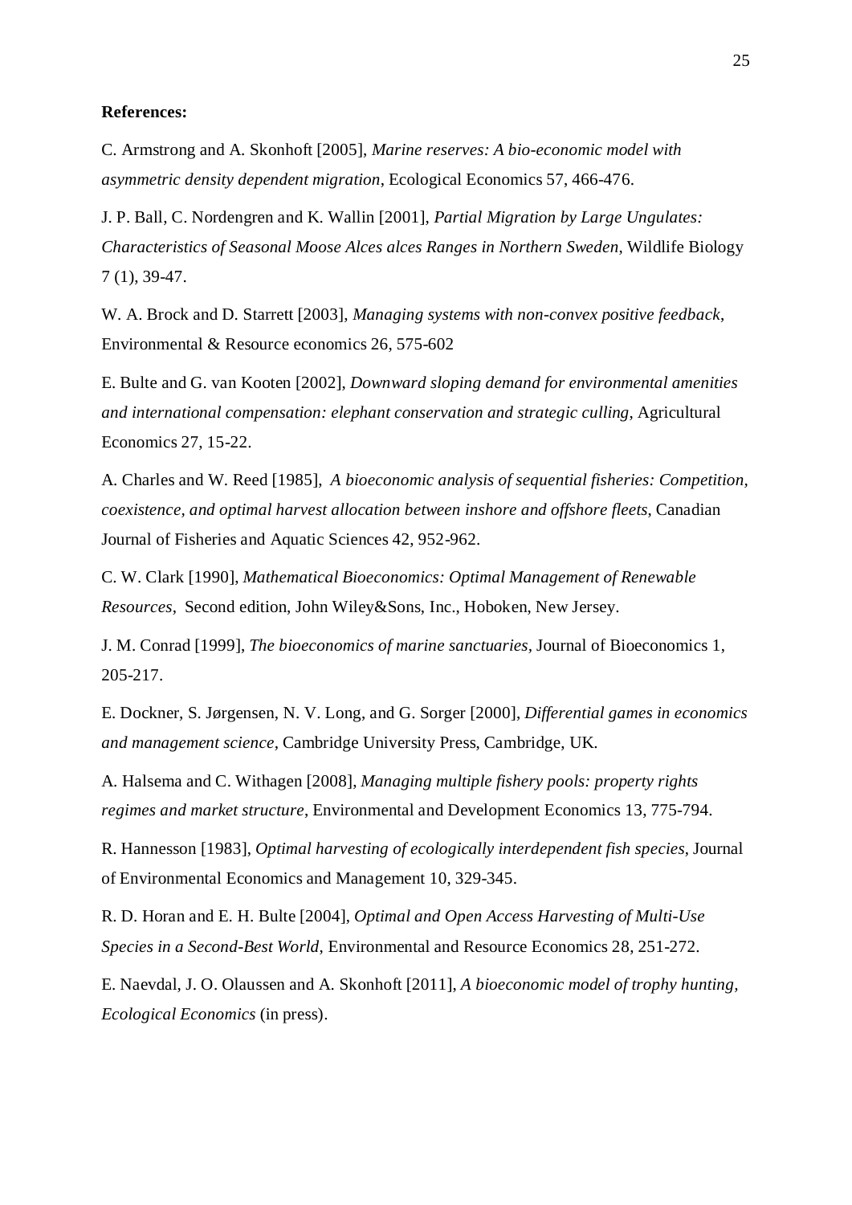**References:**

C. Armstrong and A. Skonhoft [2005], *Marine reserves: A bio-economic model with asymmetric density dependent migration*, Ecological Economics 57, 466-476.

J. P. Ball, C. Nordengren and K. Wallin [2001], *Partial Migration by Large Ungulates: Characteristics of Seasonal Moose Alces alces Ranges in Northern Sweden*, Wildlife Biology 7 (1), 39-47.

W. A. Brock and D. Starrett [2003], *Managing systems with non-convex positive feedback*, Environmental & Resource economics 26, 575-602

E. Bulte and G. van Kooten [2002], *Downward sloping demand for environmental amenities and international compensation: elephant conservation and strategic culling*, Agricultural Economics 27, 15-22.

A. Charles and W. Reed [1985], *A bioeconomic analysis of sequential fisheries: Competition, coexistence, and optimal harvest allocation between inshore and offshore fleets*, Canadian Journal of Fisheries and Aquatic Sciences 42, 952-962.

C. W. Clark [1990], *Mathematical Bioeconomics: Optimal Management of Renewable Resources*, Second edition, John Wiley&Sons, Inc., Hoboken, New Jersey.

J. M. Conrad [1999], *The bioeconomics of marine sanctuaries*, Journal of Bioeconomics 1, 205-217.

E. Dockner, S. Jørgensen, N. V. Long, and G. Sorger [2000], *Differential games in economics and management science*, Cambridge University Press, Cambridge, UK.

A. Halsema and C. Withagen [2008], *Managing multiple fishery pools: property rights regimes and market structure*, Environmental and Development Economics 13, 775-794.

R. Hannesson [1983], *Optimal harvesting of ecologically interdependent fish species*, Journal of Environmental Economics and Management 10, 329-345.

R. D. Horan and E. H. Bulte [2004], *Optimal and Open Access Harvesting of Multi-Use Species in a Second-Best World*, Environmental and Resource Economics 28, 251-272.

E. Naevdal, J. O. Olaussen and A. Skonhoft [2011], *A bioeconomic model of trophy hunting, Ecological Economics* (in press).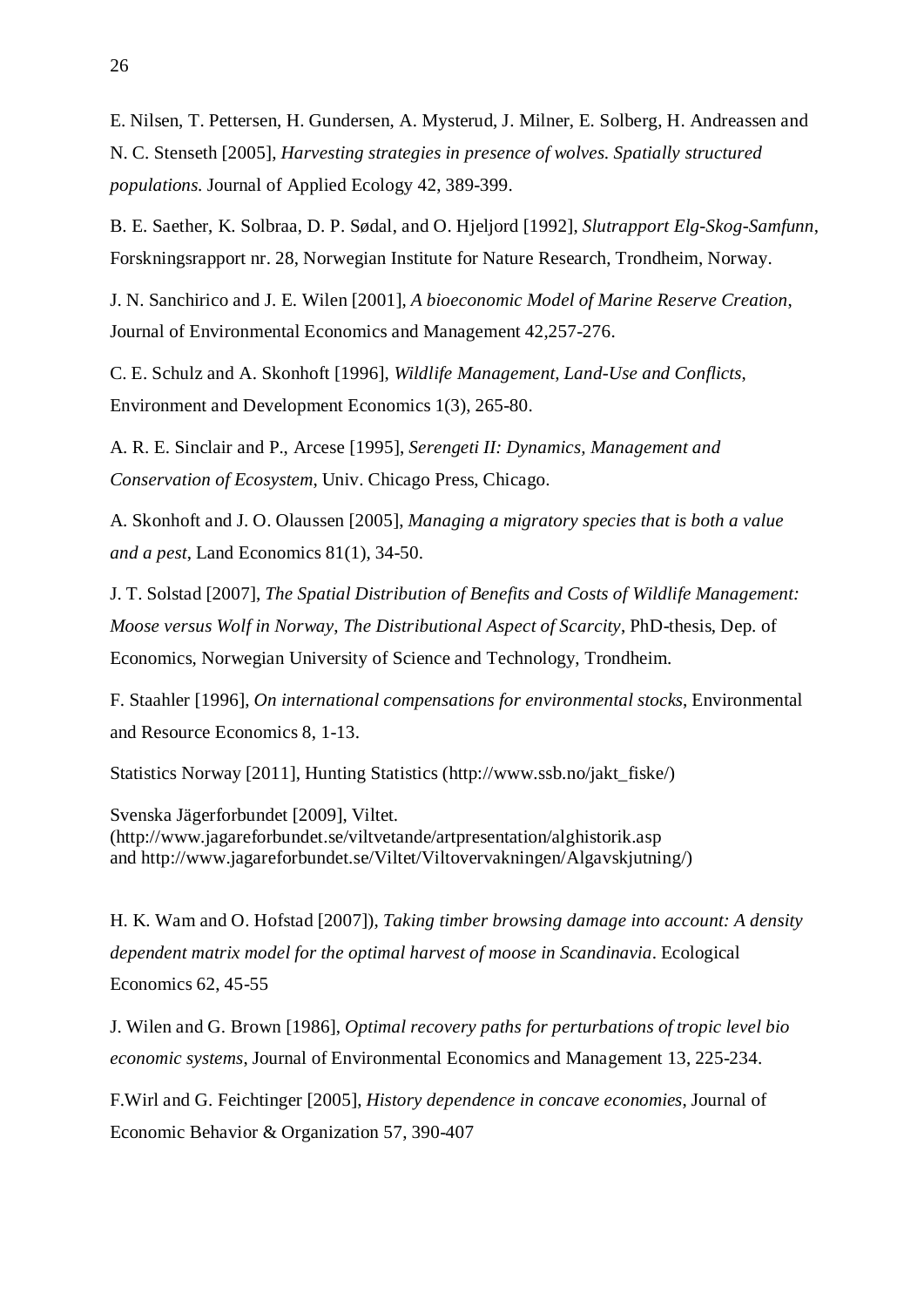E. Nilsen, T. Pettersen, H. Gundersen, A. Mysterud, J. Milner, E. Solberg, H. Andreassen and N. C. Stenseth [2005], *Harvesting strategies in presence of wolves. Spatially structured populations.* Journal of Applied Ecology 42, 389-399.

B. E. Saether, K. Solbraa, D. P. Sødal, and O. Hjeljord [1992], *Slutrapport Elg-Skog-Samfunn*, Forskningsrapport nr. 28, Norwegian Institute for Nature Research, Trondheim, Norway.

J. N. Sanchirico and J. E. Wilen [2001], *A bioeconomic Model of Marine Reserve Creation*, Journal of Environmental Economics and Management 42,257-276.

C. E. Schulz and A. Skonhoft [1996], *Wildlife Management, Land-Use and Conflicts*, Environment and Development Economics 1(3), 265-80.

A. R. E. Sinclair and P., Arcese [1995], *Serengeti II: Dynamics, Management and Conservation of Ecosystem*, Univ. Chicago Press, Chicago.

A. Skonhoft and J. O. Olaussen [2005], *Managing a migratory species that is both a value and a pest*, Land Economics 81(1), 34-50.

J. T. Solstad [2007], *The Spatial Distribution of Benefits and Costs of Wildlife Management: Moose versus Wolf in Norway, The Distributional Aspect of Scarcity*, PhD-thesis, Dep. of Economics, Norwegian University of Science and Technology, Trondheim.

F. Staahler [1996], *On international compensations for environmental stocks*, Environmental and Resource Economics 8, 1-13.

Statistics Norway [2011], Hunting Statistics (http://www.ssb.no/jakt_fiske/)

Svenska Jägerforbundet [2009], Viltet. (http://www.jagareforbundet.se/viltvetande/artpresentation/alghistorik.asp and http://www.jagareforbundet.se/Viltet/Viltovervakningen/Algavskjutning/)

H. K. Wam and O. Hofstad [2007]), *Taking timber browsing damage into account: A density dependent matrix model for the optimal harvest of moose in Scandinavia*. Ecological Economics 62, 45-55

J. Wilen and G. Brown [1986], *Optimal recovery paths for perturbations of tropic level bio economic systems*, Journal of Environmental Economics and Management 13, 225-234.

F.Wirl and G. Feichtinger [2005], *History dependence in concave economies*, Journal of Economic Behavior & Organization 57, 390-407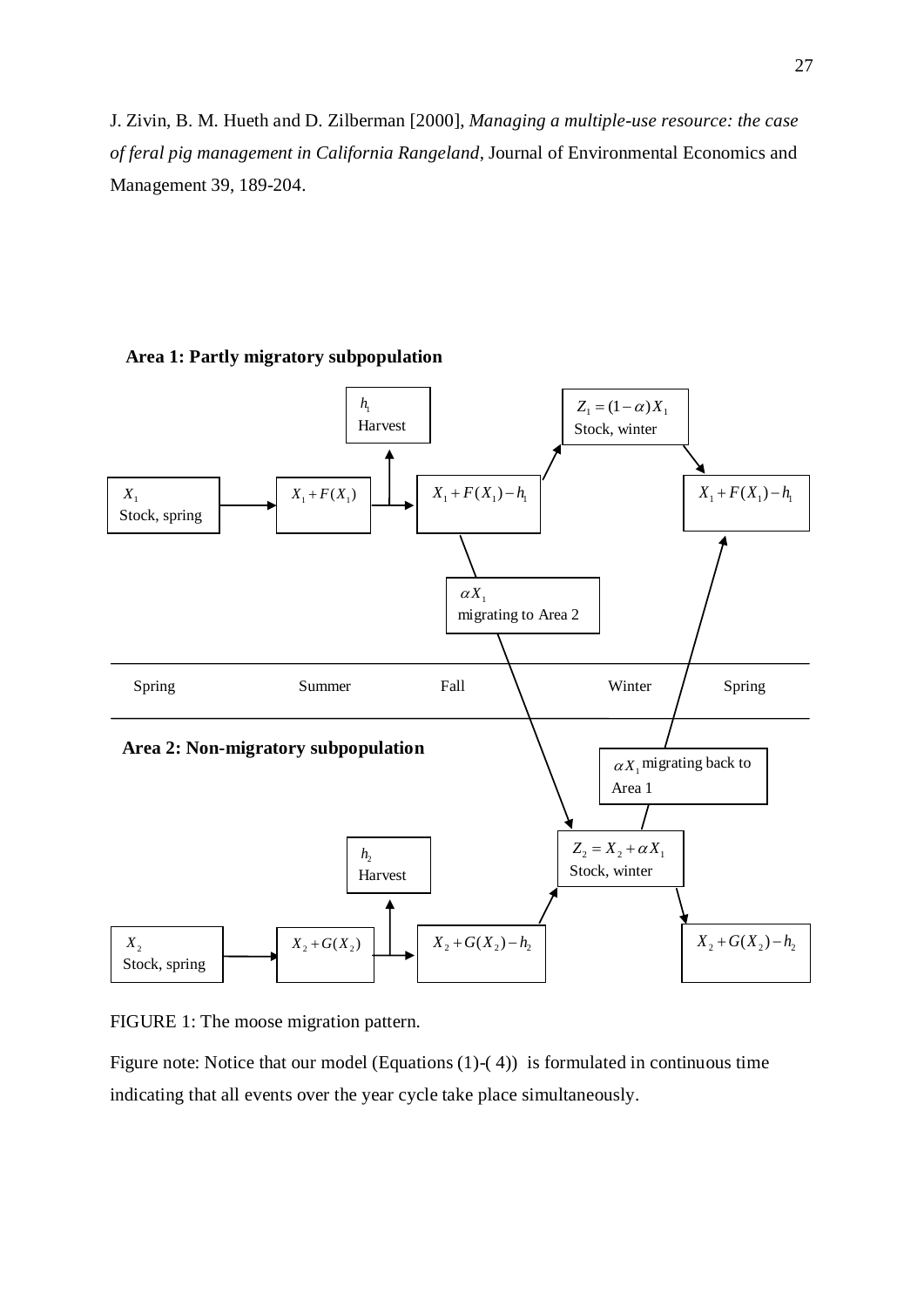J. Zivin, B. M. Hueth and D. Zilberman [2000], *Managing a multiple-use resource: the case of feral pig management in California Rangeland*, Journal of Environmental Economics and Management 39, 189-204.

**Area 1: Partly migratory subpopulation**

$X_1$ Stock, spring → $X_1 + F(X_1)$ → $h_1$ Harvest → $X_1 + F(X_1) - h_1$ → $Z_1 = (1-\alpha)X_1$ Stock, winter → $X_1 + F(X_1) - h_1$

$\alpha X_1$ migrating to Area 2

Spring | Summer | Fall | Winter | Spring

**Area 2: Non-migratory subpopulation**

$X_2$ Stock, spring → $X_2 + G(X_2)$ → $h_2$ Harvest → $X_2 + G(X_2) - h_2$ → $Z_2 = X_2 + \alpha X_1$ Stock, winter → $X_2 + G(X_2) - h_2$

$\alpha X_1$ migrating back to Area 1

FIGURE 1: The moose migration pattern.

Figure note: Notice that our model (Equations (1)-( 4)) is formulated in continuous time indicating that all events over the year cycle take place simultaneously.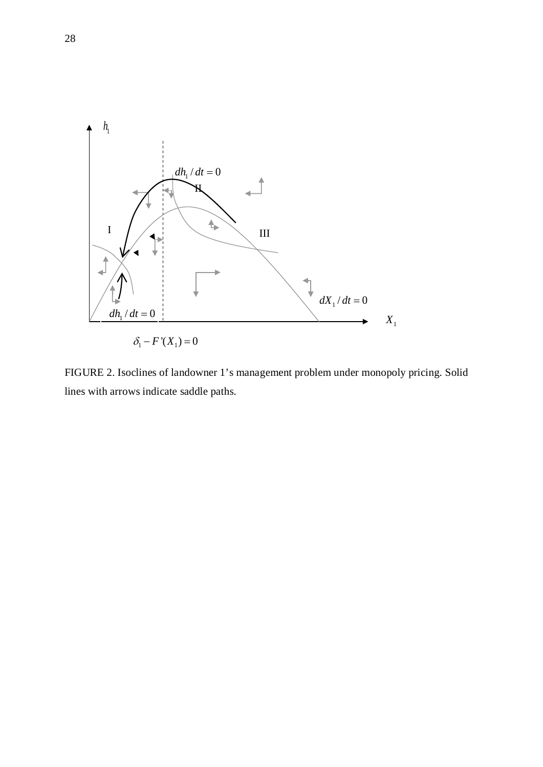FIGURE 2. Isoclines of landowner 1's management problem under monopoly pricing. Solid lines with arrows indicate saddle paths.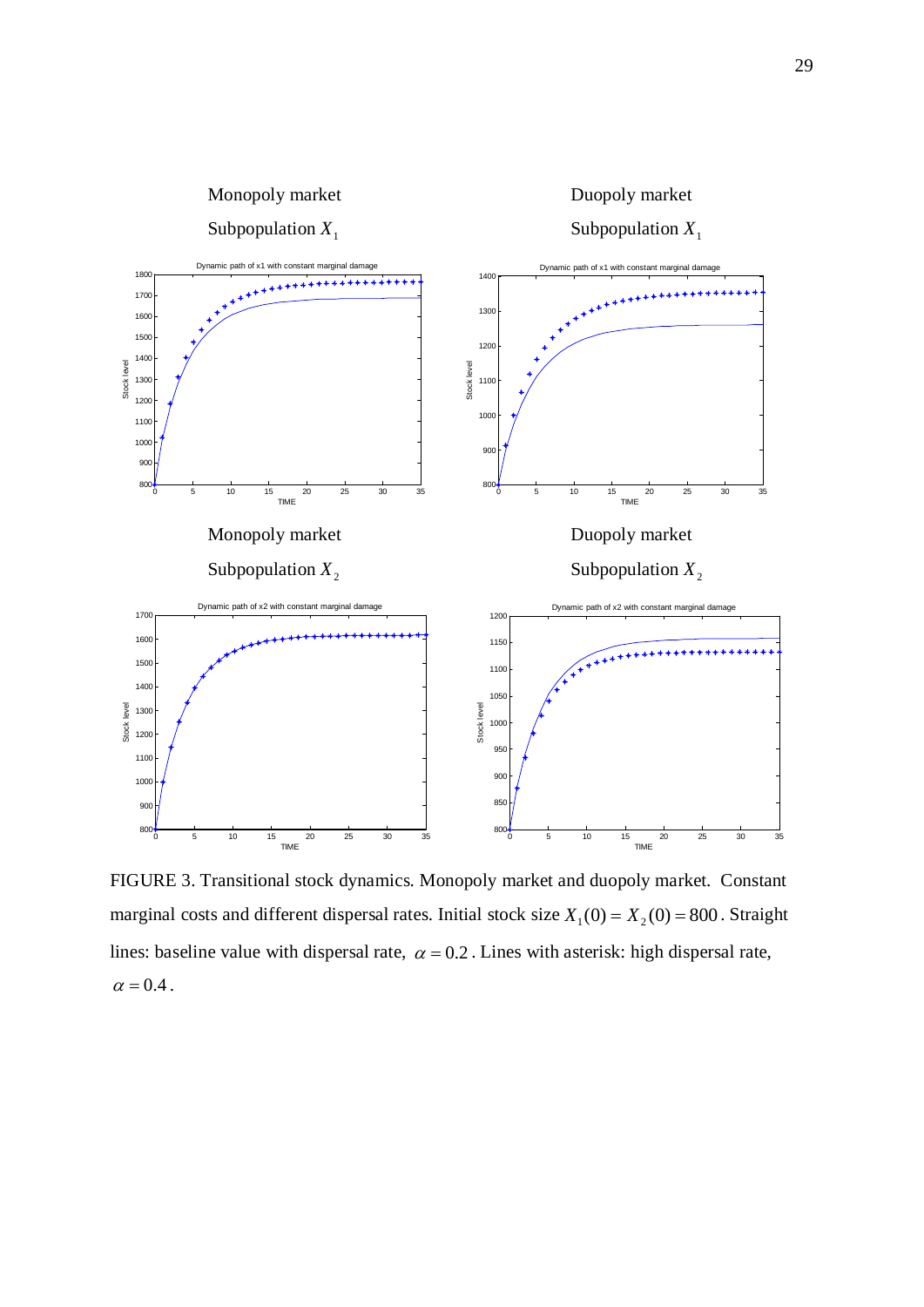Monopoly market

Subpopulation $X_1$

Duopoly market

Subpopulation $X_1$

Monopoly market

Subpopulation $X_2$

Duopoly market

Subpopulation $X_2$

FIGURE 3. Transitional stock dynamics. Monopoly market and duopoly market. Constant marginal costs and different dispersal rates. Initial stock size $X_1(0) = X_2(0) = 800$. Straight lines: baseline value with dispersal rate, $\alpha = 0.2$. Lines with asterisk: high dispersal rate, $\alpha = 0.4$.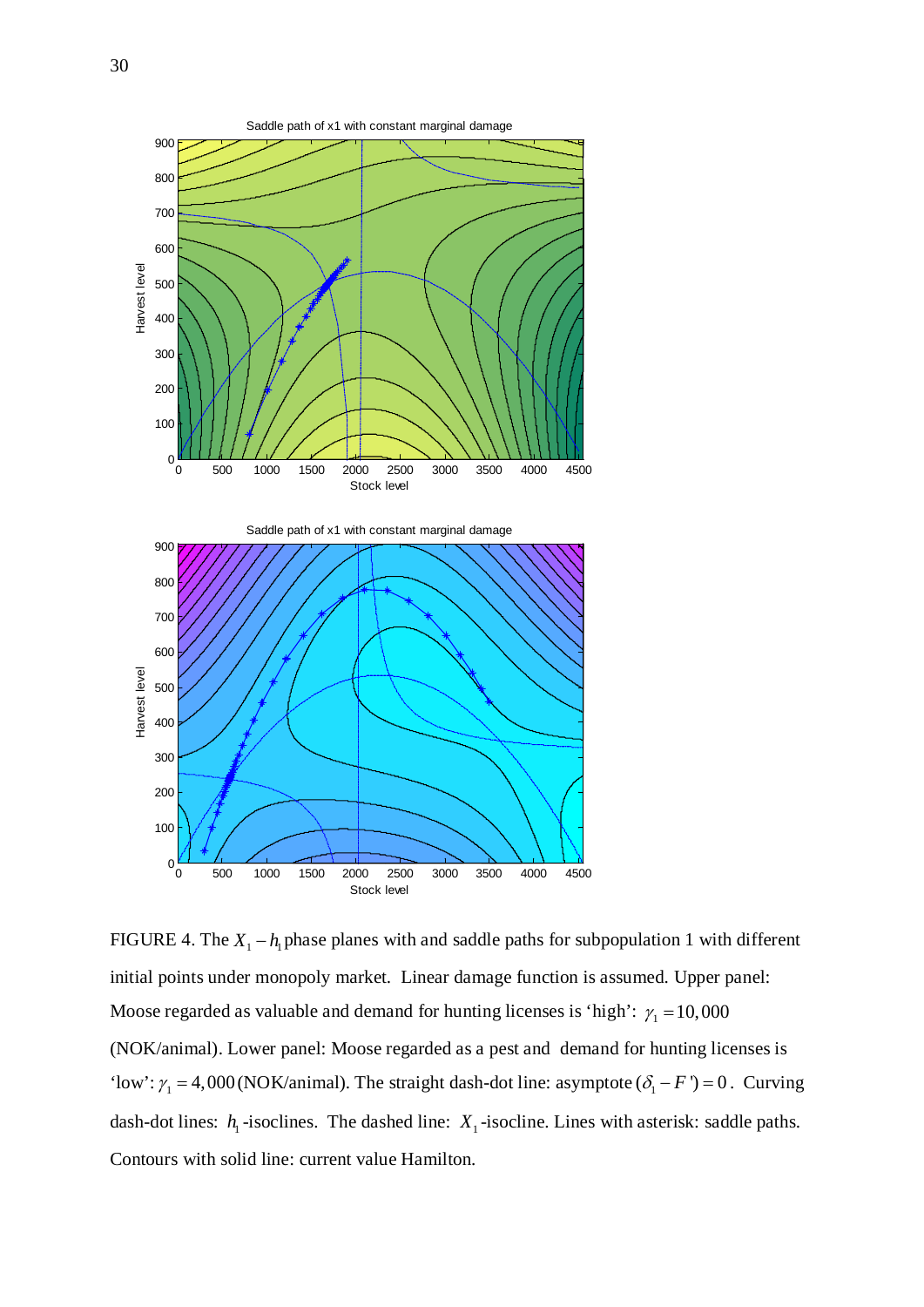FIGURE 4. The $X_1 - h_1$ phase planes with and saddle paths for subpopulation 1 with different initial points under monopoly market. Linear damage function is assumed. Upper panel: Moose regarded as valuable and demand for hunting licenses is 'high': $\gamma_1 = 10,000$ (NOK/animal). Lower panel: Moose regarded as a pest and demand for hunting licenses is 'low': $\gamma_1 = 4,000$ (NOK/animal). The straight dash-dot line: asymptote $(\delta_1 - F') = 0$. Curving dash-dot lines: $h_1$-isoclines. The dashed line: $X_1$-isocline. Lines with asterisk: saddle paths. Contours with solid line: current value Hamilton.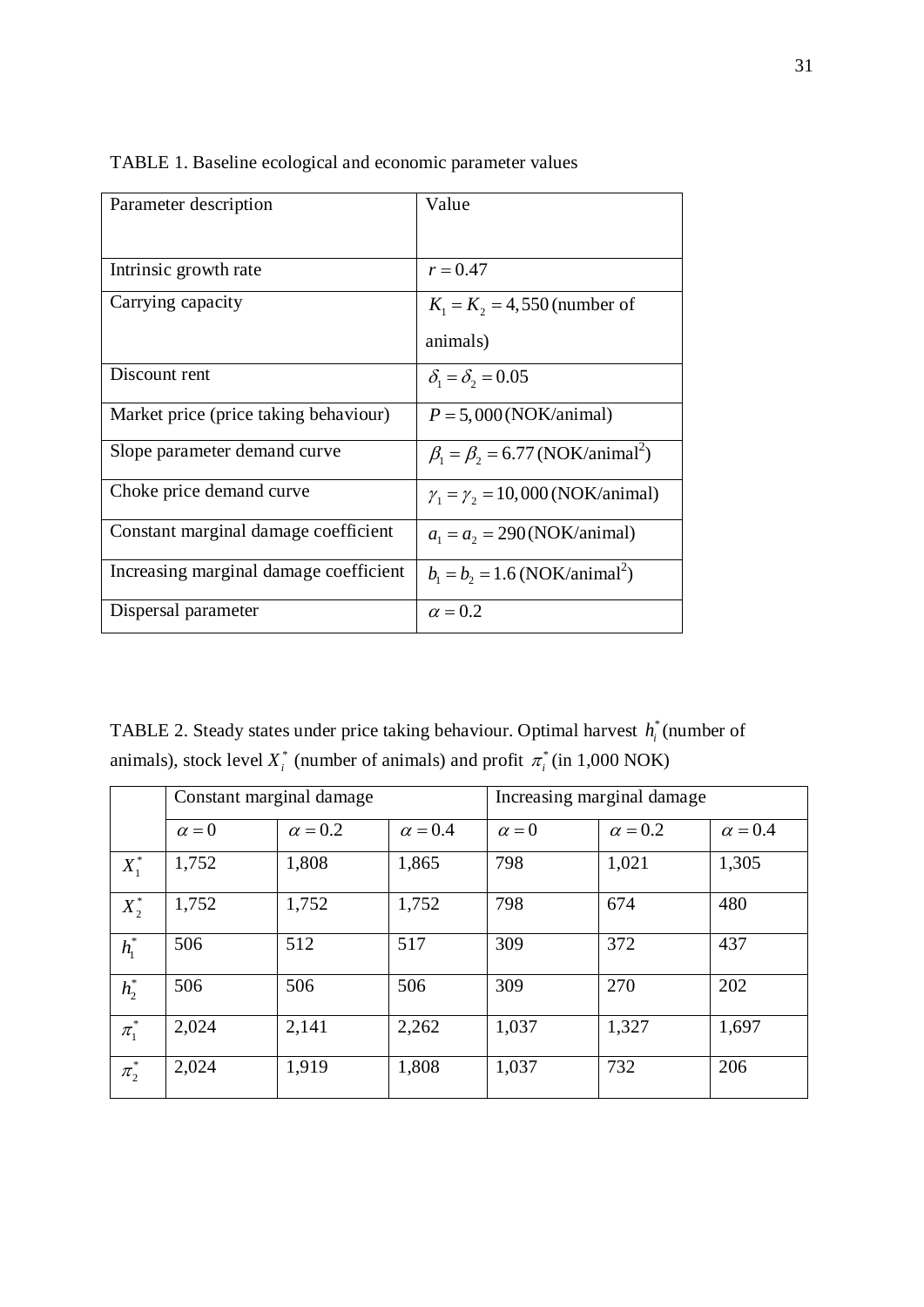TABLE 1. Baseline ecological and economic parameter values

| Parameter description | Value |
|---|---|
| Intrinsic growth rate | $r = 0.47$ |
| Carrying capacity | $K_1 = K_2 = 4{,}550$ (number of animals) |
| Discount rent | $\delta_1 = \delta_2 = 0.05$ |
| Market price (price taking behaviour) | $P = 5{,}000$ (NOK/animal) |
| Slope parameter demand curve | $\beta_1 = \beta_2 = 6.77$ (NOK/animal$^2$) |
| Choke price demand curve | $\gamma_1 = \gamma_2 = 10{,}000$ (NOK/animal) |
| Constant marginal damage coefficient | $a_1 = a_2 = 290$ (NOK/animal) |
| Increasing marginal damage coefficient | $b_1 = b_2 = 1.6$ (NOK/animal$^2$) |
| Dispersal parameter | $\alpha = 0.2$ |

TABLE 2. Steady states under price taking behaviour. Optimal harvest $h_i^*$ (number of animals), stock level $X_i^*$ (number of animals) and profit $\pi_i^*$ (in 1,000 NOK)

| | Constant marginal damage | | | Increasing marginal damage | | |
|---|---|---|---|---|---|---|
| | $\alpha = 0$ | $\alpha = 0.2$ | $\alpha = 0.4$ | $\alpha = 0$ | $\alpha = 0.2$ | $\alpha = 0.4$ |
| $X_1^*$ | 1,752 | 1,808 | 1,865 | 798 | 1,021 | 1,305 |
| $X_2^*$ | 1,752 | 1,752 | 1,752 | 798 | 674 | 480 |
| $h_1^*$ | 506 | 512 | 517 | 309 | 372 | 437 |
| $h_2^*$ | 506 | 506 | 506 | 309 | 270 | 202 |
| $\pi_1^*$ | 2,024 | 2,141 | 2,262 | 1,037 | 1,327 | 1,697 |
| $\pi_2^*$ | 2,024 | 1,919 | 1,808 | 1,037 | 732 | 206 |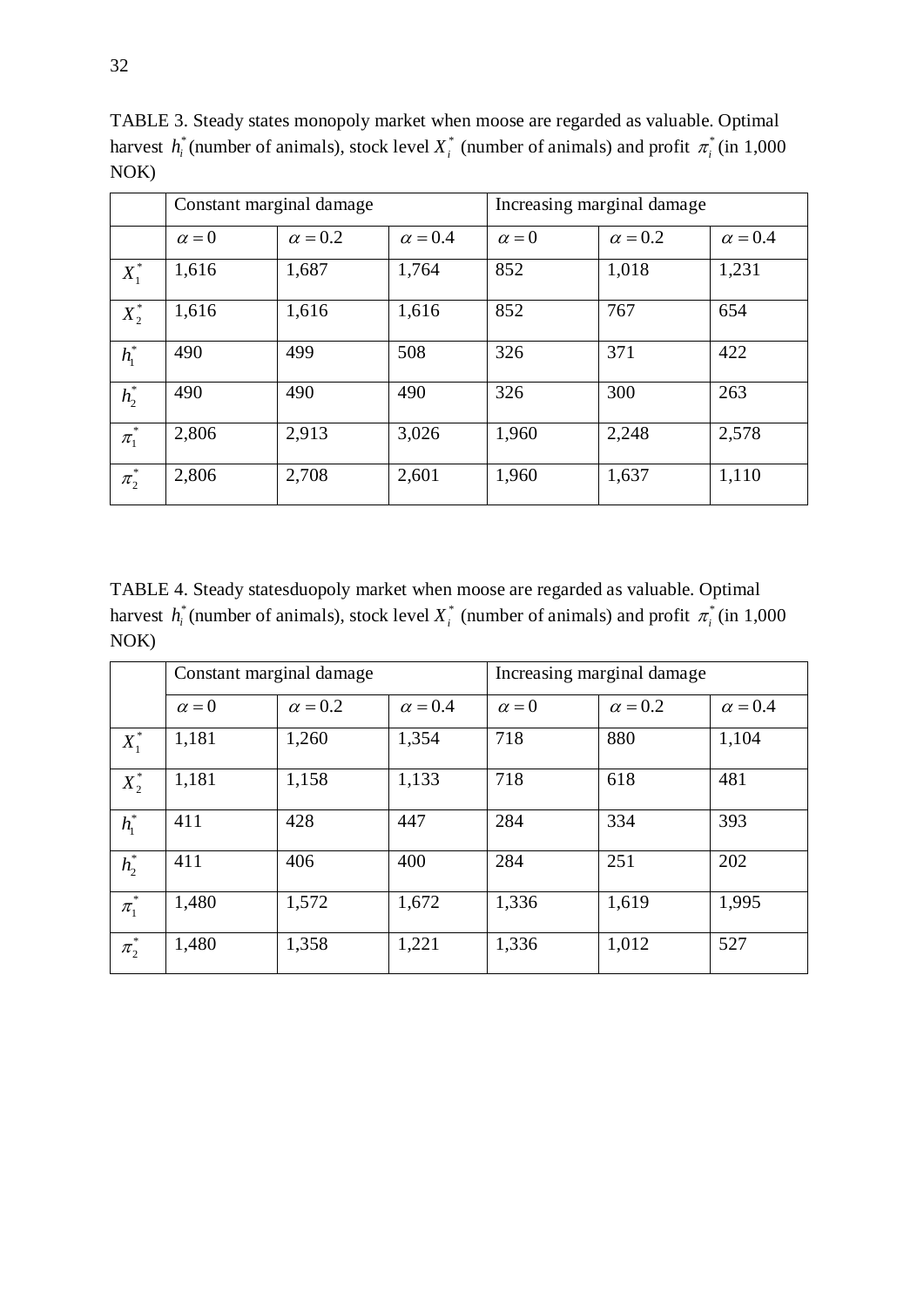TABLE 3. Steady states monopoly market when moose are regarded as valuable. Optimal harvest $h_i^*$ (number of animals), stock level $X_i^*$ (number of animals) and profit $\pi_i^*$ (in 1,000 NOK)

| | Constant marginal damage | | | Increasing marginal damage | | |
|---|---|---|---|---|---|---|
| | $\alpha = 0$ | $\alpha = 0.2$ | $\alpha = 0.4$ | $\alpha = 0$ | $\alpha = 0.2$ | $\alpha = 0.4$ |
| $X_1^*$ | 1,616 | 1,687 | 1,764 | 852 | 1,018 | 1,231 |
| $X_2^*$ | 1,616 | 1,616 | 1,616 | 852 | 767 | 654 |
| $h_1^*$ | 490 | 499 | 508 | 326 | 371 | 422 |
| $h_2^*$ | 490 | 490 | 490 | 326 | 300 | 263 |
| $\pi_1^*$ | 2,806 | 2,913 | 3,026 | 1,960 | 2,248 | 2,578 |
| $\pi_2^*$ | 2,806 | 2,708 | 2,601 | 1,960 | 1,637 | 1,110 |

TABLE 4. Steady statesduopoly market when moose are regarded as valuable. Optimal harvest $h_i^*$ (number of animals), stock level $X_i^*$ (number of animals) and profit $\pi_i^*$ (in 1,000 NOK)

| | Constant marginal damage | | | Increasing marginal damage | | |
|---|---|---|---|---|---|---|
| | $\alpha = 0$ | $\alpha = 0.2$ | $\alpha = 0.4$ | $\alpha = 0$ | $\alpha = 0.2$ | $\alpha = 0.4$ |
| $X_1^*$ | 1,181 | 1,260 | 1,354 | 718 | 880 | 1,104 |
| $X_2^*$ | 1,181 | 1,158 | 1,133 | 718 | 618 | 481 |
| $h_1^*$ | 411 | 428 | 447 | 284 | 334 | 393 |
| $h_2^*$ | 411 | 406 | 400 | 284 | 251 | 202 |
| $\pi_1^*$ | 1,480 | 1,572 | 1,672 | 1,336 | 1,619 | 1,995 |
| $\pi_2^*$ | 1,480 | 1,358 | 1,221 | 1,336 | 1,012 | 527 |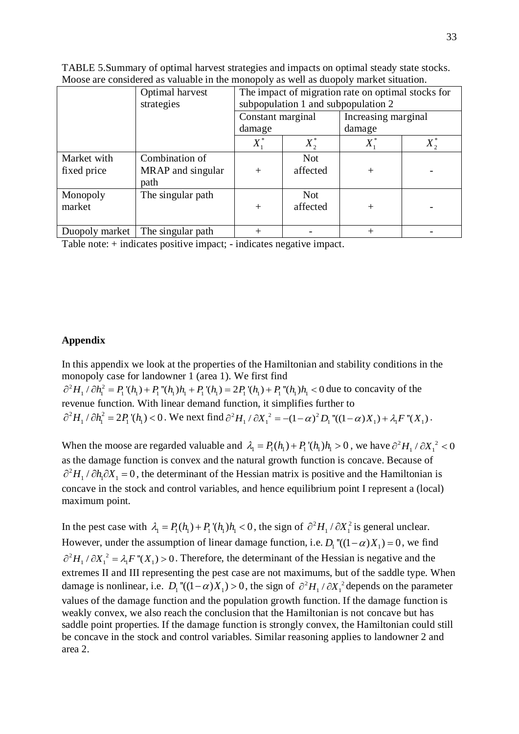TABLE 5.Summary of optimal harvest strategies and impacts on optimal steady state stocks. Moose are considered as valuable in the monopoly as well as duopoly market situation.

| | Optimal harvest strategies | The impact of migration rate on optimal stocks for subpopulation 1 and subpopulation 2 | | | |
|---|---|---|---|---|---|
| | | Constant marginal damage | | Increasing marginal damage | |
| | | $X_1^*$ | $X_2^*$ | $X_1^*$ | $X_2^*$ |
| Market with fixed price | Combination of MRAP and singular path | + | Not affected | + | - |
| Monopoly market | The singular path | + | Not affected | + | - |
| Duopoly market | The singular path | + | - | + | - |

Table note: + indicates positive impact; - indicates negative impact.

**Appendix**

In this appendix we look at the properties of the Hamiltonian and stability conditions in the monopoly case for landowner 1 (area 1). We first find $\partial^2 H_1 / \partial h_1^2 = P_1'(h_1) + P_1''(h_1)h_1 + P_1'(h_1) = 2P_1'(h_1) + P_1''(h_1)h_1 < 0$ due to concavity of the revenue function. With linear demand function, it simplifies further to $\partial^2 H_1 / \partial h_1^2 = 2P_1'(h_1) < 0$. We next find $\partial^2 H_1 / \partial X_1^2 = -(1-\alpha)^2 D_1''((1-\alpha)X_1) + \lambda_1 F''(X_1)$.

When the moose are regarded valuable and $\lambda_1 = P_1(h_1) + P_1'(h_1)h_1 > 0$, we have $\partial^2 H_1 / \partial X_1^2 < 0$ as the damage function is convex and the natural growth function is concave. Because of $\partial^2 H_1 / \partial h_1 \partial X_1 = 0$, the determinant of the Hessian matrix is positive and the Hamiltonian is concave in the stock and control variables, and hence equilibrium point I represent a (local) maximum point.

In the pest case with $\lambda_1 = P_1(h_1) + P_1'(h_1)h_1 < 0$, the sign of $\partial^2 H_1 / \partial X_1^2$ is general unclear. However, under the assumption of linear damage function, i.e. $D_1''((1-\alpha)X_1) = 0$, we find $\partial^2 H_1 / \partial X_1^2 = \lambda_1 F''(X_1) > 0$. Therefore, the determinant of the Hessian is negative and the extremes II and III representing the pest case are not maximums, but of the saddle type. When damage is nonlinear, i.e. $D_1''((1-\alpha)X_1) > 0$, the sign of $\partial^2 H_1 / \partial X_1^2$ depends on the parameter values of the damage function and the population growth function. If the damage function is weakly convex, we also reach the conclusion that the Hamiltonian is not concave but has saddle point properties. If the damage function is strongly convex, the Hamiltonian could still be concave in the stock and control variables. Similar reasoning applies to landowner 2 and area 2.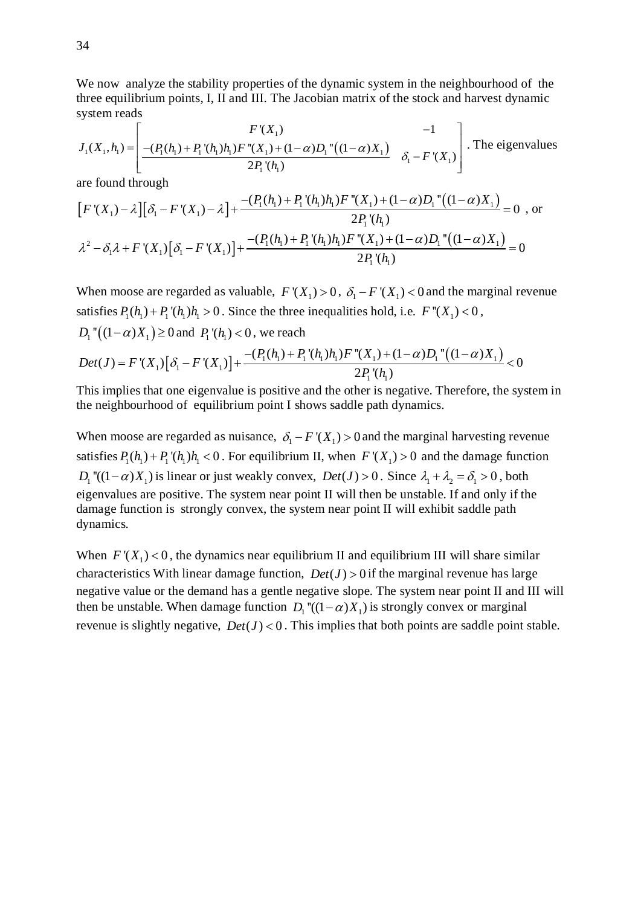We now analyze the stability properties of the dynamic system in the neighbourhood of the three equilibrium points, I, II and III. The Jacobian matrix of the stock and harvest dynamic system reads

$$J_1(X_1,h_1)=\begin{bmatrix} F'(X_1) & -1 \\ \dfrac{-(P_1(h_1)+P_1'(h_1)h_1)F''(X_1)+(1-\alpha)D_1''\big((1-\alpha)X_1\big)}{2P_1'(h_1)} & \delta_1-F'(X_1)\end{bmatrix}$$

. The eigenvalues are found through

$$\big[F'(X_1)-\lambda\big]\big[\delta_1-F'(X_1)-\lambda\big]+\frac{-(P_1(h_1)+P_1'(h_1)h_1)F''(X_1)+(1-\alpha)D_1''\big((1-\alpha)X_1\big)}{2P_1'(h_1)}=0\text{ , or}$$

$$\lambda^2-\delta_1\lambda+F'(X_1)\big[\delta_1-F'(X_1)\big]+\frac{-(P_1(h_1)+P_1'(h_1)h_1)F''(X_1)+(1-\alpha)D_1''\big((1-\alpha)X_1\big)}{2P_1'(h_1)}=0$$

When moose are regarded as valuable, $F'(X_1)>0$, $\delta_1-F'(X_1)<0$ and the marginal revenue satisfies $P_1(h_1)+P_1'(h_1)h_1>0$. Since the three inequalities hold, i.e. $F''(X_1)<0$, $D_1''\big((1-\alpha)X_1\big)\geq 0$ and $P_1'(h_1)<0$, we reach

$$Det(J)=F'(X_1)\big[\delta_1-F'(X_1)\big]+\frac{-(P_1(h_1)+P_1'(h_1)h_1)F''(X_1)+(1-\alpha)D_1''\big((1-\alpha)X_1\big)}{2P_1'(h_1)}<0$$

This implies that one eigenvalue is positive and the other is negative. Therefore, the system in the neighbourhood of equilibrium point I shows saddle path dynamics.

When moose are regarded as nuisance, $\delta_1-F'(X_1)>0$ and the marginal harvesting revenue satisfies $P_1(h_1)+P_1'(h_1)h_1<0$. For equilibrium II, when $F'(X_1)>0$ and the damage function $D_1''((1-\alpha)X_1)$ is linear or just weakly convex, $Det(J)>0$. Since $\lambda_1+\lambda_2=\delta_1>0$, both eigenvalues are positive. The system near point II will then be unstable. If and only if the damage function is strongly convex, the system near point II will exhibit saddle path dynamics.

When $F'(X_1)<0$, the dynamics near equilibrium II and equilibrium III will share similar characteristics With linear damage function, $Det(J)>0$ if the marginal revenue has large negative value or the demand has a gentle negative slope. The system near point II and III will then be unstable. When damage function $D_1''((1-\alpha)X_1)$ is strongly convex or marginal revenue is slightly negative, $Det(J)<0$. This implies that both points are saddle point stable.